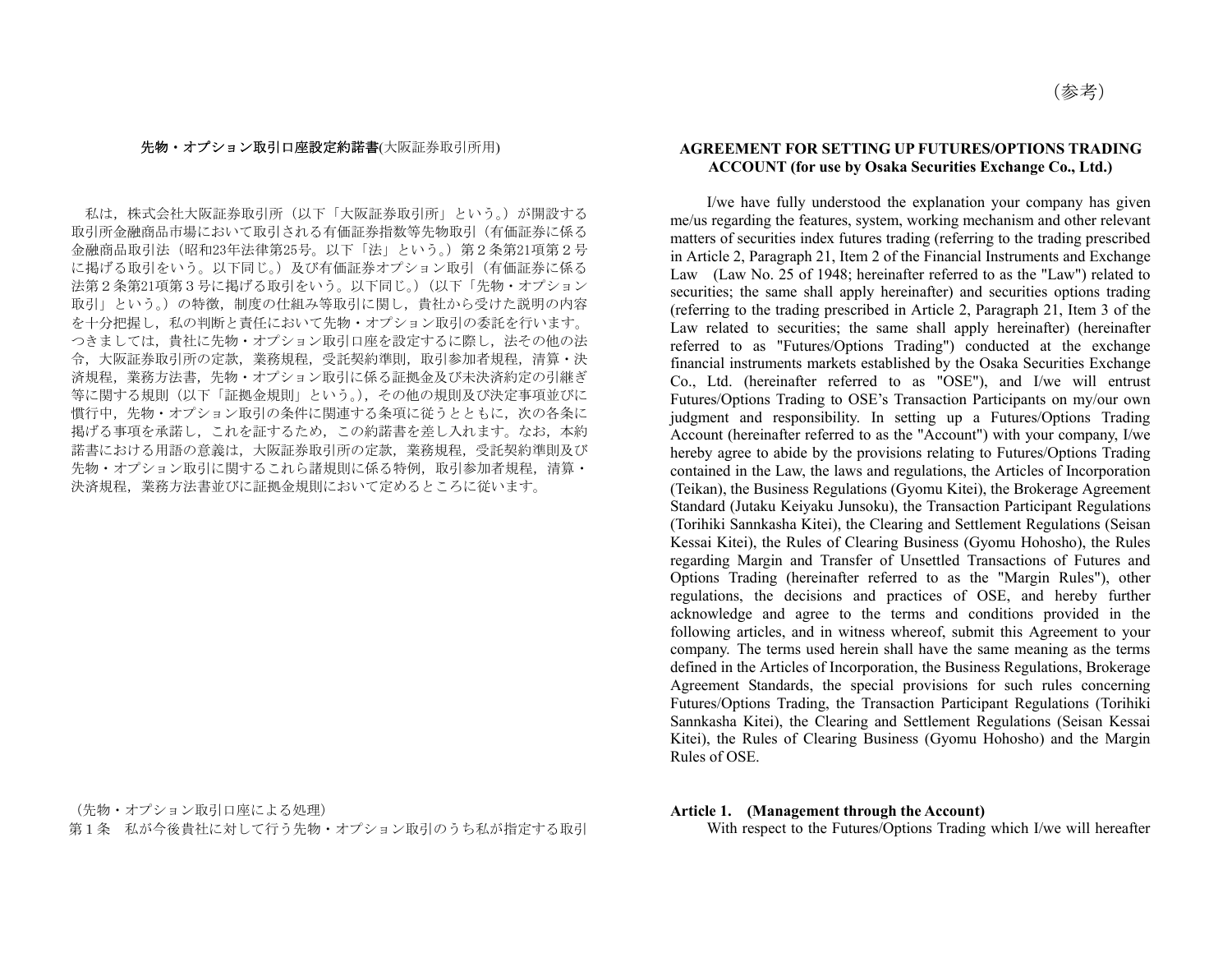（参考）

**先物・オプション取引口座設定約諾書**(大阪証券取引所用)

私は，株式会社大阪証券取引所（以下「大阪証券取引所」という。）が開設する取引所金融商品市場において取引される有価証券指数等先物取引（有価証券に係る金融商品取引法（昭和23年法律第25号。以下「法」という。）第２条第21項第２号に掲げる取引をいう。以下同じ。）及び有価証券オプション取引（有価証券に係る法第２条第21項第３号に掲げる取引をいう。以下同じ。）（以下「先物・オプション取引」という。）の特徴，制度の仕組み等取引に関し，貴社から受けた説明の内容を十分把握し，私の判断と責任において先物・オプション取引の委託を行います。つきましては，貴社に先物・オプション取引口座を設定するに際し，法その他の法令，大阪証券取引所の定款，業務規程，受託契約準則，取引参加者規程，清算・決済規程，業務方法書，先物・オプション取引に係る証拠金及び未決済約定の引継ぎ等に関する規則（以下「証拠金規則」という。），その他の規則及び決定事項並びに慣行中，先物・オプション取引の条件に関連する条項に従うとともに，次の各条に掲げる事項を承諾し，これを証するため，この約諾書を差し入れます。なお，本約諾書における用語の意義は，大阪証券取引所の定款，業務規程，受託契約準則及び先物・オプション取引に関するこれら諸規則に係る特例，取引参加者規程，清算・決済規程，業務方法書並びに証拠金規則において定めるところに従います。

（先物・オプション取引口座による処理）
第１条　私が今後貴社に対して行う先物・オプション取引のうち私が指定する取引

**AGREEMENT FOR SETTING UP FUTURES/OPTIONS TRADING ACCOUNT (for use by Osaka Securities Exchange Co., Ltd.)**

I/we have fully understood the explanation your company has given me/us regarding the features, system, working mechanism and other relevant matters of securities index futures trading (referring to the trading prescribed in Article 2, Paragraph 21, Item 2 of the Financial Instruments and Exchange Law (Law No. 25 of 1948; hereinafter referred to as the "Law") related to securities; the same shall apply hereinafter) and securities options trading (referring to the trading prescribed in Article 2, Paragraph 21, Item 3 of the Law related to securities; the same shall apply hereinafter) (hereinafter referred to as "Futures/Options Trading") conducted at the exchange financial instruments markets established by the Osaka Securities Exchange Co., Ltd. (hereinafter referred to as "OSE"), and I/we will entrust Futures/Options Trading to OSE's Transaction Participants on my/our own judgment and responsibility. In setting up a Futures/Options Trading Account (hereinafter referred to as the "Account") with your company, I/we hereby agree to abide by the provisions relating to Futures/Options Trading contained in the Law, the laws and regulations, the Articles of Incorporation (Teikan), the Business Regulations (Gyomu Kitei), the Brokerage Agreement Standard (Jutaku Keiyaku Junsoku), the Transaction Participant Regulations (Torihiki Sannkasha Kitei), the Clearing and Settlement Regulations (Seisan Kessai Kitei), the Rules of Clearing Business (Gyomu Hohosho), the Rules regarding Margin and Transfer of Unsettled Transactions of Futures and Options Trading (hereinafter referred to as the "Margin Rules"), other regulations, the decisions and practices of OSE, and hereby further acknowledge and agree to the terms and conditions provided in the following articles, and in witness whereof, submit this Agreement to your company. The terms used herein shall have the same meaning as the terms defined in the Articles of Incorporation, the Business Regulations, Brokerage Agreement Standards, the special provisions for such rules concerning Futures/Options Trading, the Transaction Participant Regulations (Torihiki Sannkasha Kitei), the Clearing and Settlement Regulations (Seisan Kessai Kitei), the Rules of Clearing Business (Gyomu Hohosho) and the Margin Rules of OSE.

**Article 1. (Management through the Account)**

With respect to the Futures/Options Trading which I/we will hereafter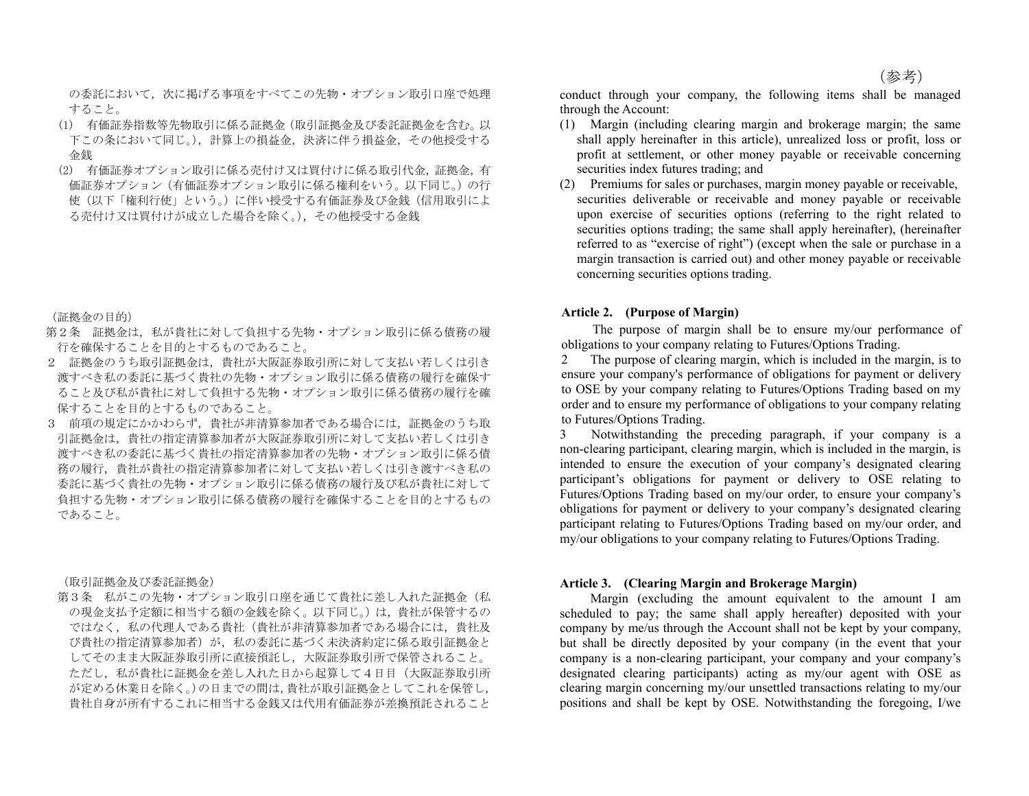（参考）

の委託において，次に掲げる事項をすべてこの先物・オプション取引口座で処理すること。

(1)　有価証券指数等先物取引に係る証拠金（取引証拠金及び委託証拠金を含む。以下この条において同じ。），計算上の損益金，決済に伴う損益金，その他授受する金銭

(2)　有価証券オプション取引に係る売付け又は買付けに係る取引代金，証拠金，有価証券オプション（有価証券オプション取引に係る権利をいう。以下同じ。）の行使（以下「権利行使」という。）に伴い授受する有価証券及び金銭（信用取引による売付け又は買付けが成立した場合を除く。），その他授受する金銭

conduct through your company, the following items shall be managed through the Account:

(1) Margin (including clearing margin and brokerage margin; the same shall apply hereinafter in this article), unrealized loss or profit, loss or profit at settlement, or other money payable or receivable concerning securities index futures trading; and

(2) Premiums for sales or purchases, margin money payable or receivable, securities deliverable or receivable and money payable or receivable upon exercise of securities options (referring to the right related to securities options trading; the same shall apply hereinafter), (hereinafter referred to as “exercise of right”) (except when the sale or purchase in a margin transaction is carried out) and other money payable or receivable concerning securities options trading.

（証拠金の目的）

第２条　証拠金は，私が貴社に対して負担する先物・オプション取引に係る債務の履行を確保することを目的とするものであること。

２　証拠金のうち取引証拠金は，貴社が大阪証券取引所に対して支払い若しくは引き渡すべき私の委託に基づく貴社の先物・オプション取引に係る債務の履行を確保すること及び私が貴社に対して負担する先物・オプション取引に係る債務の履行を確保することを目的とするものであること。

３　前項の規定にかかわらず，貴社が非清算参加者である場合には，証拠金のうち取引証拠金は，貴社の指定清算参加者が大阪証券取引所に対して支払い若しくは引き渡すべき私の委託に基づく貴社の指定清算参加者の先物・オプション取引に係る債務の履行，貴社が貴社の指定清算参加者に対して支払い若しくは引き渡すべき私の委託に基づく貴社の先物・オプション取引に係る債務の履行及び私が貴社に対して負担する先物・オプション取引に係る債務の履行を確保することを目的とするものであること。

**Article 2. (Purpose of Margin)**

The purpose of margin shall be to ensure my/our performance of obligations to your company relating to Futures/Options Trading.

2 The purpose of clearing margin, which is included in the margin, is to ensure your company's performance of obligations for payment or delivery to OSE by your company relating to Futures/Options Trading based on my order and to ensure my performance of obligations to your company relating to Futures/Options Trading.

3 Notwithstanding the preceding paragraph, if your company is a non-clearing participant, clearing margin, which is included in the margin, is intended to ensure the execution of your company’s designated clearing participant’s obligations for payment or delivery to OSE relating to Futures/Options Trading based on my/our order, to ensure your company’s obligations for payment or delivery to your company’s designated clearing participant relating to Futures/Options Trading based on my/our order, and my/our obligations to your company relating to Futures/Options Trading.

（取引証拠金及び委託証拠金）

第３条　私がこの先物・オプション取引口座を通じて貴社に差し入れた証拠金（私の現金支払予定額に相当する額の金銭を除く。以下同じ。）は，貴社が保管するのではなく，私の代理人である貴社（貴社が非清算参加者である場合には，貴社及び貴社の指定清算参加者）が，私の委託に基づく未決済約定に係る取引証拠金としてそのまま大阪証券取引所に直接預託し，大阪証券取引所で保管されること。ただし，私が貴社に証拠金を差し入れた日から起算して４日目（大阪証券取引所が定める休業日を除く。）の日までの間は，貴社が取引証拠金としてこれを保管し，貴社自身が所有するこれに相当する金銭又は代用有価証券が差換預託されること

**Article 3. (Clearing Margin and Brokerage Margin)**

Margin (excluding the amount equivalent to the amount I am scheduled to pay; the same shall apply hereafter) deposited with your company by me/us through the Account shall not be kept by your company, but shall be directly deposited by your company (in the event that your company is a non-clearing participant, your company and your company’s designated clearing participants) acting as my/our agent with OSE as clearing margin concerning my/our unsettled transactions relating to my/our positions and shall be kept by OSE. Notwithstanding the foregoing, I/we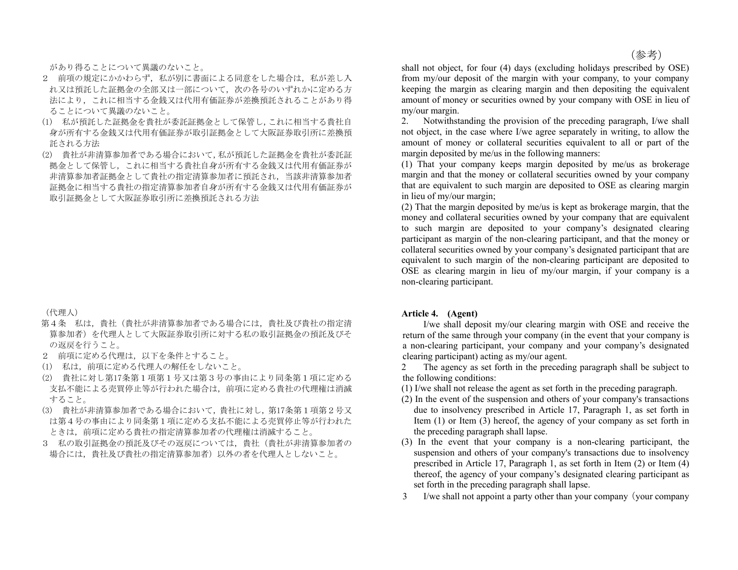があり得ることについて異議のないこと。

２　前項の規定にかかわらず，私が別に書面による同意をした場合は，私が差し入れ又は預託した証拠金の全部又は一部について，次の各号のいずれかに定める方法により，これに相当する金銭又は代用有価証券が差換預託されることがあり得ることについて異議のないこと。

(1)　私が預託した証拠金を貴社が委託証拠金として保管し，これに相当する貴社自身が所有する金銭又は代用有価証券が取引証拠金として大阪証券取引所に差換預託される方法

(2)　貴社が非清算参加者である場合において，私が預託した証拠金を貴社が委託証拠金として保管し，これに相当する貴社自身が所有する金銭又は代用有価証券が非清算参加者証拠金として貴社の指定清算参加者に預託され，当該非清算参加者証拠金に相当する貴社の指定清算参加者自身が所有する金銭又は代用有価証券が取引証拠金として大阪証券取引所に差換預託される方法

（代理人）

第４条　私は，貴社（貴社が非清算参加者である場合には，貴社及び貴社の指定清算参加者）を代理人として大阪証券取引所に対する私の取引証拠金の預託及びその返戻を行うこと。

２　前項に定める代理は，以下を条件とすること。

(1)　私は，前項に定める代理人の解任をしないこと。

(2)　貴社に対し第17条第１項第１号又は第３号の事由により同条第１項に定める支払不能による売買停止等が行われた場合は，前項に定める貴社の代理権は消滅すること。

(3)　貴社が非清算参加者である場合において，貴社に対し，第17条第１項第２号又は第４号の事由により同条第１項に定める支払不能による売買停止等が行われたときは，前項に定める貴社の指定清算参加者の代理権は消滅すること。

３　私の取引証拠金の預託及びその返戻については，貴社（貴社が非清算参加者の場合には，貴社及び貴社の指定清算参加者）以外の者を代理人としないこと。

（参考）

shall not object, for four (4) days (excluding holidays prescribed by OSE) from my/our deposit of the margin with your company, to your company keeping the margin as clearing margin and then depositing the equivalent amount of money or securities owned by your company with OSE in lieu of my/our margin.

2. Notwithstanding the provision of the preceding paragraph, I/we shall not object, in the case where I/we agree separately in writing, to allow the amount of money or collateral securities equivalent to all or part of the margin deposited by me/us in the following manners:

(1) That your company keeps margin deposited by me/us as brokerage margin and that the money or collateral securities owned by your company that are equivalent to such margin are deposited to OSE as clearing margin in lieu of my/our margin;

(2) That the margin deposited by me/us is kept as brokerage margin, that the money and collateral securities owned by your company that are equivalent to such margin are deposited to your company's designated clearing participant as margin of the non-clearing participant, and that the money or collateral securities owned by your company's designated participant that are equivalent to such margin of the non-clearing participant are deposited to OSE as clearing margin in lieu of my/our margin, if your company is a non-clearing participant.

**Article 4. (Agent)**

I/we shall deposit my/our clearing margin with OSE and receive the return of the same through your company (in the event that your company is a non-clearing participant, your company and your company's designated clearing participant) acting as my/our agent.

2 The agency as set forth in the preceding paragraph shall be subject to the following conditions:

(1) I/we shall not release the agent as set forth in the preceding paragraph.

(2) In the event of the suspension and others of your company's transactions due to insolvency prescribed in Article 17, Paragraph 1, as set forth in Item (1) or Item (3) hereof, the agency of your company as set forth in the preceding paragraph shall lapse.

(3) In the event that your company is a non-clearing participant, the suspension and others of your company's transactions due to insolvency prescribed in Article 17, Paragraph 1, as set forth in Item (2) or Item (4) thereof, the agency of your company's designated clearing participant as set forth in the preceding paragraph shall lapse.

3 I/we shall not appoint a party other than your company（your company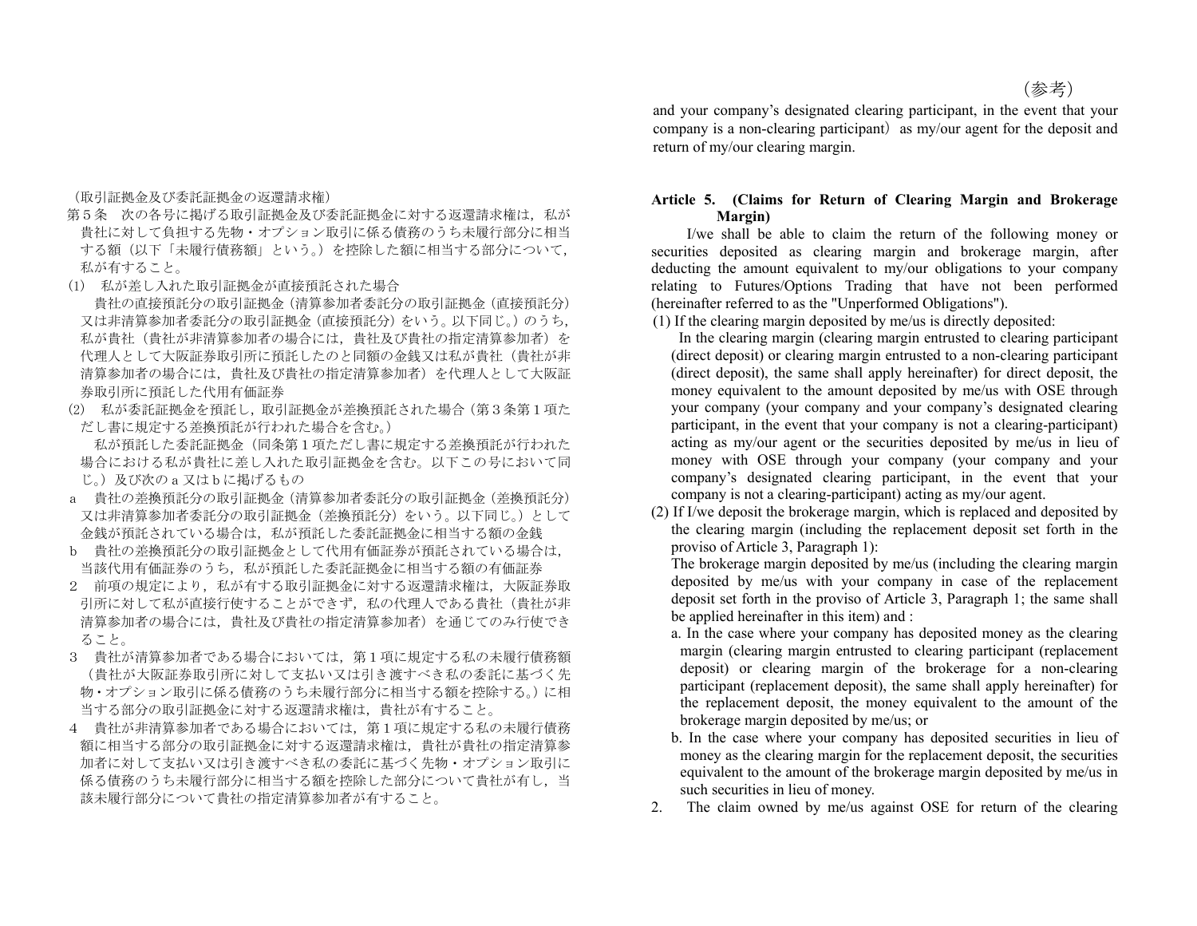（取引証拠金及び委託証拠金の返還請求権）

第５条　次の各号に掲げる取引証拠金及び委託証拠金に対する返還請求権は，私が貴社に対して負担する先物・オプション取引に係る債務のうち未履行部分に相当する額（以下「未履行債務額」という。）を控除した額に相当する部分について，私が有すること。

(1)　私が差し入れた取引証拠金が直接預託された場合

　貴社の直接預託分の取引証拠金（清算参加者委託分の取引証拠金（直接預託分）又は非清算参加者委託分の取引証拠金（直接預託分）をいう。以下同じ。）のうち，私が貴社（貴社が非清算参加者の場合には，貴社及び貴社の指定清算参加者）を代理人として大阪証券取引所に預託したのと同額の金銭又は私が貴社（貴社が非清算参加者の場合には，貴社及び貴社の指定清算参加者）を代理人として大阪証券取引所に預託した代用有価証券

(2)　私が委託証拠金を預託し，取引証拠金が差換預託された場合（第３条第１項ただし書に規定する差換預託が行われた場合を含む。）

　私が預託した委託証拠金（同条第１項ただし書に規定する差換預託が行われた場合における私が貴社に差し入れた取引証拠金を含む。以下この号において同じ。）及び次のａ又はｂに掲げるもの

ａ　貴社の差換預託分の取引証拠金（清算参加者委託分の取引証拠金（差換預託分）又は非清算参加者委託分の取引証拠金（差換預託分）をいう。以下同じ。）として金銭が預託されている場合は，私が預託した委託証拠金に相当する額の金銭

ｂ　貴社の差換預託分の取引証拠金として代用有価証券が預託されている場合は，当該代用有価証券のうち，私が預託した委託証拠金に相当する額の有価証券

２　前項の規定により，私が有する取引証拠金に対する返還請求権は，大阪証券取引所に対して私が直接行使することができず，私の代理人である貴社（貴社が非清算参加者の場合には，貴社及び貴社の指定清算参加者）を通じてのみ行使できること。

３　貴社が清算参加者である場合においては，第１項に規定する私の未履行債務額（貴社が大阪証券取引所に対して支払い又は引き渡すべき私の委託に基づく先物・オプション取引に係る債務のうち未履行部分に相当する額を控除する。）に相当する部分の取引証拠金に対する返還請求権は，貴社が有すること。

４　貴社が非清算参加者である場合においては，第１項に規定する私の未履行債務額に相当する部分の取引証拠金に対する返還請求権は，貴社が貴社の指定清算参加者に対して支払い又は引き渡すべき私の委託に基づく先物・オプション取引に係る債務のうち未履行部分に相当する額を控除した部分について貴社が有し，当該未履行部分について貴社の指定清算参加者が有すること。

（参考）

and your company's designated clearing participant, in the event that your company is a non-clearing participant) as my/our agent for the deposit and return of my/our clearing margin.

**Article 5. (Claims for Return of Clearing Margin and Brokerage Margin)**

I/we shall be able to claim the return of the following money or securities deposited as clearing margin and brokerage margin, after deducting the amount equivalent to my/our obligations to your company relating to Futures/Options Trading that have not been performed (hereinafter referred to as the "Unperformed Obligations").

(1) If the clearing margin deposited by me/us is directly deposited:

In the clearing margin (clearing margin entrusted to clearing participant (direct deposit) or clearing margin entrusted to a non-clearing participant (direct deposit), the same shall apply hereinafter) for direct deposit, the money equivalent to the amount deposited by me/us with OSE through your company (your company and your company's designated clearing participant, in the event that your company is not a clearing-participant) acting as my/our agent or the securities deposited by me/us in lieu of money with OSE through your company (your company and your company's designated clearing participant, in the event that your company is not a clearing-participant) acting as my/our agent.

(2) If I/we deposit the brokerage margin, which is replaced and deposited by the clearing margin (including the replacement deposit set forth in the proviso of Article 3, Paragraph 1):

The brokerage margin deposited by me/us (including the clearing margin deposited by me/us with your company in case of the replacement deposit set forth in the proviso of Article 3, Paragraph 1; the same shall be applied hereinafter in this item) and :

a. In the case where your company has deposited money as the clearing margin (clearing margin entrusted to clearing participant (replacement deposit) or clearing margin of the brokerage for a non-clearing participant (replacement deposit), the same shall apply hereinafter) for the replacement deposit, the money equivalent to the amount of the brokerage margin deposited by me/us; or

b. In the case where your company has deposited securities in lieu of money as the clearing margin for the replacement deposit, the securities equivalent to the amount of the brokerage margin deposited by me/us in such securities in lieu of money.

2. The claim owned by me/us against OSE for return of the clearing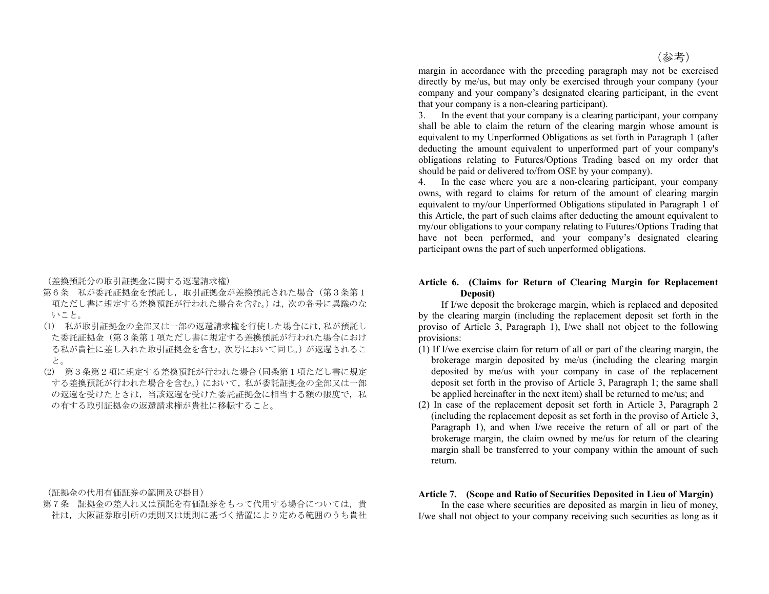（参考）

margin in accordance with the preceding paragraph may not be exercised directly by me/us, but may only be exercised through your company (your company and your company's designated clearing participant, in the event that your company is a non-clearing participant).

3. In the event that your company is a clearing participant, your company shall be able to claim the return of the clearing margin whose amount is equivalent to my Unperformed Obligations as set forth in Paragraph 1 (after deducting the amount equivalent to unperformed part of your company's obligations relating to Futures/Options Trading based on my order that should be paid or delivered to/from OSE by your company).

4. In the case where you are a non-clearing participant, your company owns, with regard to claims for return of the amount of clearing margin equivalent to my/our Unperformed Obligations stipulated in Paragraph 1 of this Article, the part of such claims after deducting the amount equivalent to my/our obligations to your company relating to Futures/Options Trading that have not been performed, and your company's designated clearing participant owns the part of such unperformed obligations.

（差換預託分の取引証拠金に関する返還請求権）

第６条　私が委託証拠金を預託し，取引証拠金が差換預託された場合（第３条第１項ただし書に規定する差換預託が行われた場合を含む。）は，次の各号に異議のないこと。

⑴　私が取引証拠金の全部又は一部の返還請求権を行使した場合には，私が預託した委託証拠金（第３条第１項ただし書に規定する差換預託が行われた場合における私が貴社に差し入れた取引証拠金を含む。次号において同じ。）が返還されること。

⑵　第３条第２項に規定する差換預託が行われた場合（同条第１項ただし書に規定する差換預託が行われた場合を含む。）において，私が委託証拠金の全部又は一部の返還を受けたときは，当該返還を受けた委託証拠金に相当する額の限度で，私の有する取引証拠金の返還請求権が貴社に移転すること。

**Article 6. (Claims for Return of Clearing Margin for Replacement Deposit)**

If I/we deposit the brokerage margin, which is replaced and deposited by the clearing margin (including the replacement deposit set forth in the proviso of Article 3, Paragraph 1), I/we shall not object to the following provisions:

(1) If I/we exercise claim for return of all or part of the clearing margin, the brokerage margin deposited by me/us (including the clearing margin deposited by me/us with your company in case of the replacement deposit set forth in the proviso of Article 3, Paragraph 1; the same shall be applied hereinafter in the next item) shall be returned to me/us; and

(2) In case of the replacement deposit set forth in Article 3, Paragraph 2 (including the replacement deposit as set forth in the proviso of Article 3, Paragraph 1), and when I/we receive the return of all or part of the brokerage margin, the claim owned by me/us for return of the clearing margin shall be transferred to your company within the amount of such return.

（証拠金の代用有価証券の範囲及び掛目）

第７条　証拠金の差入れ又は預託を有価証券をもって代用する場合については，貴社は，大阪証券取引所の規則又は規則に基づく措置により定める範囲のうち貴社

**Article 7. (Scope and Ratio of Securities Deposited in Lieu of Margin)**

In the case where securities are deposited as margin in lieu of money, I/we shall not object to your company receiving such securities as long as it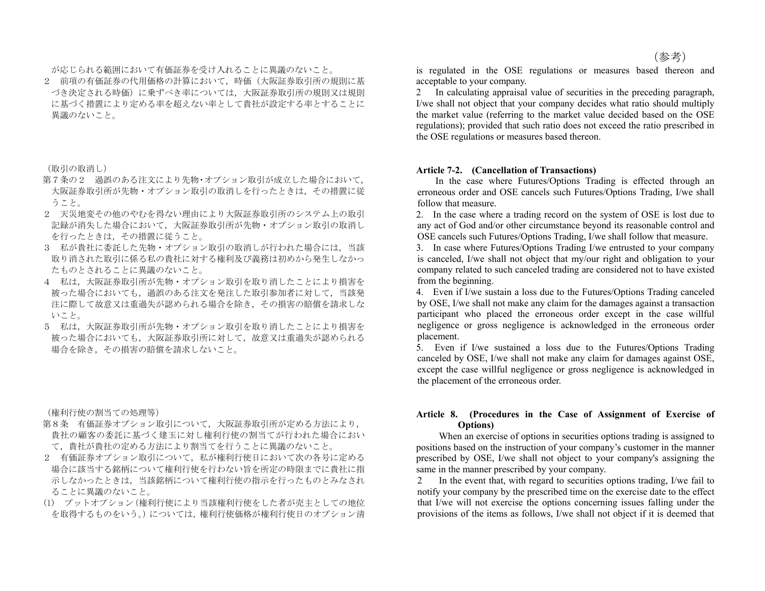（参考）

が応じられる範囲において有価証券を受け入れることに異議のないこと。

２　前項の有価証券の代用価格の計算において，時価（大阪証券取引所の規則に基づき決定される時価）に乗ずべき率については，大阪証券取引所の規則又は規則に基づく措置により定める率を超えない率として貴社が設定する率とすることに異議のないこと。

is regulated in the OSE regulations or measures based thereon and acceptable to your company.

2　In calculating appraisal value of securities in the preceding paragraph, I/we shall not object that your company decides what ratio should multiply the market value (referring to the market value decided based on the OSE regulations); provided that such ratio does not exceed the ratio prescribed in the OSE regulations or measures based thereon.

（取引の取消し）

第７条の２　過誤のある注文により先物･オプション取引が成立した場合において，大阪証券取引所が先物・オプション取引の取消しを行ったときは，その措置に従うこと。

２　天災地変その他のやむを得ない理由により大阪証券取引所のシステム上の取引記録が消失した場合において，大阪証券取引所が先物・オプション取引の取消しを行ったときは，その措置に従うこと。

３　私が貴社に委託した先物・オプション取引の取消しが行われた場合には，当該取り消された取引に係る私の貴社に対する権利及び義務は初めから発生しなかったものとされることに異議のないこと。

４　私は，大阪証券取引所が先物・オプション取引を取り消したことにより損害を被った場合においても，過誤のある注文を発注した取引参加者に対して，当該発注に際して故意又は重過失が認められる場合を除き，その損害の賠償を請求しないこと。

５　私は，大阪証券取引所が先物・オプション取引を取り消したことにより損害を被った場合においても，大阪証券取引所に対して，故意又は重過失が認められる場合を除き，その損害の賠償を請求しないこと。

**Article 7-2.　(Cancellation of Transactions)**

In the case where Futures/Options Trading is effected through an erroneous order and OSE cancels such Futures/Options Trading, I/we shall follow that measure.

2.　In the case where a trading record on the system of OSE is lost due to any act of God and/or other circumstance beyond its reasonable control and OSE cancels such Futures/Options Trading, I/we shall follow that measure.

3.　In case where Futures/Options Trading I/we entrusted to your company is canceled, I/we shall not object that my/our right and obligation to your company related to such canceled trading are considered not to have existed from the beginning.

4.　Even if I/we sustain a loss due to the Futures/Options Trading canceled by OSE, I/we shall not make any claim for the damages against a transaction participant who placed the erroneous order except in the case willful negligence or gross negligence is acknowledged in the erroneous order placement.

5.　Even if I/we sustained a loss due to the Futures/Options Trading canceled by OSE, I/we shall not make any claim for damages against OSE, except the case willful negligence or gross negligence is acknowledged in the placement of the erroneous order.

（権利行使の割当ての処理等）

第８条　有価証券オプション取引について，大阪証券取引所が定める方法により，貴社の顧客の委託に基づく建玉に対し権利行使の割当てが行われた場合において，貴社が貴社の定める方法により割当てを行うことに異議のないこと。

２　有価証券オプション取引について，私が権利行使日において次の各号に定める場合に該当する銘柄について権利行使を行わない旨を所定の時限までに貴社に指示しなかったときは，当該銘柄について権利行使の指示を行ったものとみなされることに異議のないこと。

(1)　プットオプション（権利行使により当該権利行使をした者が売主としての地位を取得するものをいう。）については，権利行使価格が権利行使日のオプション清

**Article 8.　(Procedures in the Case of Assignment of Exercise of Options)**

When an exercise of options in securities options trading is assigned to positions based on the instruction of your company's customer in the manner prescribed by OSE, I/we shall not object to your company's assigning the same in the manner prescribed by your company.

2　In the event that, with regard to securities options trading, I/we fail to notify your company by the prescribed time on the exercise date to the effect that I/we will not exercise the options concerning issues falling under the provisions of the items as follows, I/we shall not object if it is deemed that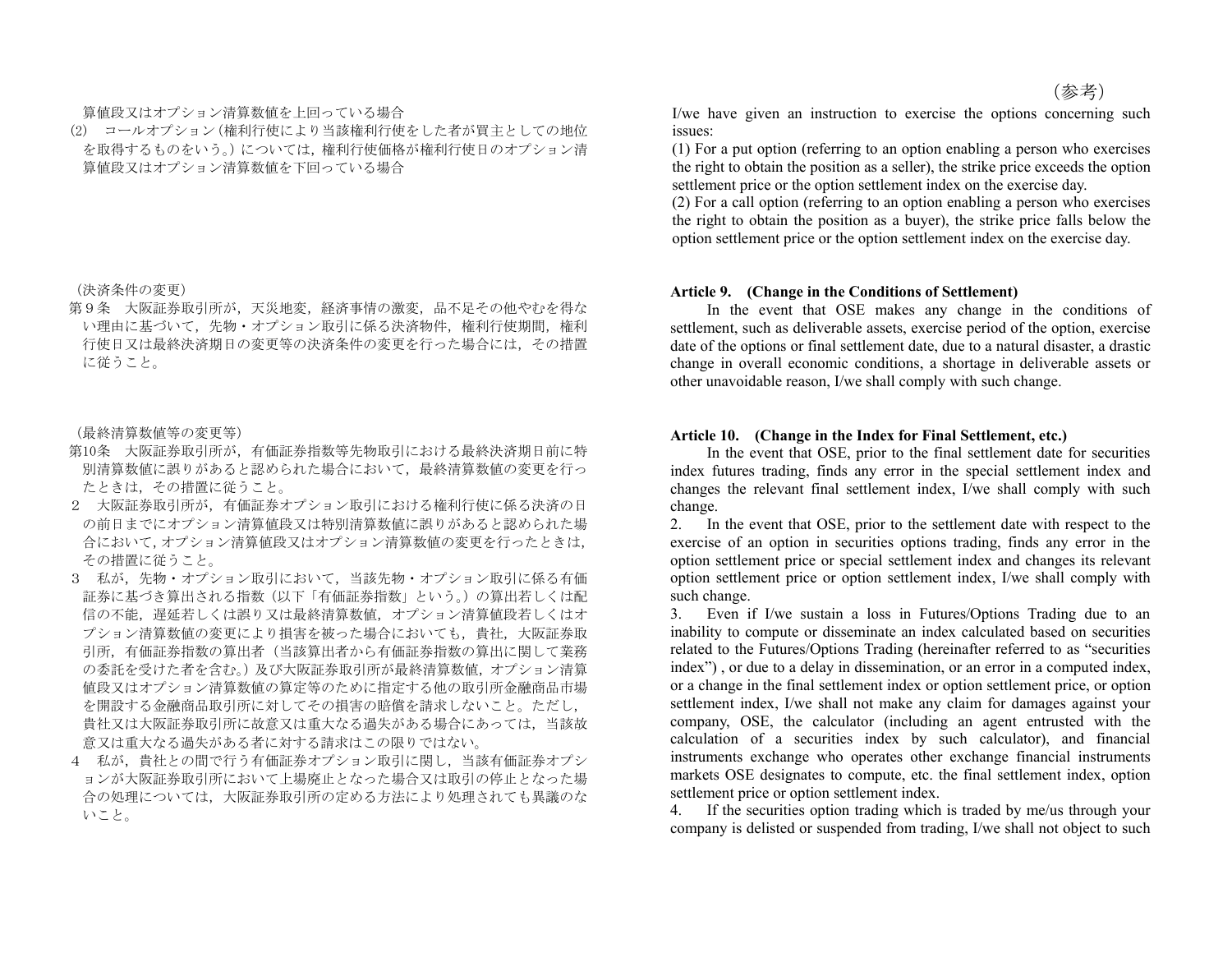（参考）

算値段又はオプション清算数値を上回っている場合

(2)　コールオプション（権利行使により当該権利行使をした者が買主としての地位を取得するものをいう。）については，権利行使価格が権利行使日のオプション清算値段又はオプション清算数値を下回っている場合

（決済条件の変更）

第９条　大阪証券取引所が，天災地変，経済事情の激変，品不足その他やむを得ない理由に基づいて，先物・オプション取引に係る決済物件，権利行使期間，権利行使日又は最終決済期日の変更等の決済条件の変更を行った場合には，その措置に従うこと。

（最終清算数値等の変更等）

第10条　大阪証券取引所が，有価証券指数等先物取引における最終決済期日前に特別清算数値に誤りがあると認められた場合において，最終清算数値の変更を行ったときは，その措置に従うこと。

２　大阪証券取引所が，有価証券オプション取引における権利行使に係る決済の日の前日までにオプション清算値段又は特別清算数値に誤りがあると認められた場合において，オプション清算値段又はオプション清算数値の変更を行ったときは，その措置に従うこと。

３　私が，先物・オプション取引において，当該先物・オプション取引に係る有価証券に基づき算出される指数（以下「有価証券指数」という。）の算出若しくは配信の不能，遅延若しくは誤り又は最終清算数値，オプション清算値段若しくはオプション清算数値の変更により損害を被った場合においても，貴社，大阪証券取引所，有価証券指数の算出者（当該算出者から有価証券指数の算出に関して業務の委託を受けた者を含む。）及び大阪証券取引所が最終清算数値，オプション清算値段又はオプション清算数値の算定等のために指定する他の取引所金融商品市場を開設する金融商品取引所に対してその損害の賠償を請求しないこと。ただし，貴社又は大阪証券取引所に故意又は重大なる過失がある場合にあっては，当該故意又は重大なる過失がある者に対する請求はこの限りではない。

４　私が，貴社との間で行う有価証券オプション取引に関し，当該有価証券オプションが大阪証券取引所において上場廃止となった場合又は取引の停止となった場合の処理については，大阪証券取引所の定める方法により処理されても異議のないこと。

I/we have given an instruction to exercise the options concerning such issues:

(1) For a put option (referring to an option enabling a person who exercises the right to obtain the position as a seller), the strike price exceeds the option settlement price or the option settlement index on the exercise day.

(2) For a call option (referring to an option enabling a person who exercises the right to obtain the position as a buyer), the strike price falls below the option settlement price or the option settlement index on the exercise day.

**Article 9.　(Change in the Conditions of Settlement)**

In the event that OSE makes any change in the conditions of settlement, such as deliverable assets, exercise period of the option, exercise date of the options or final settlement date, due to a natural disaster, a drastic change in overall economic conditions, a shortage in deliverable assets or other unavoidable reason, I/we shall comply with such change.

**Article 10.　(Change in the Index for Final Settlement, etc.)**

In the event that OSE, prior to the final settlement date for securities index futures trading, finds any error in the special settlement index and changes the relevant final settlement index, I/we shall comply with such change.

2.　In the event that OSE, prior to the settlement date with respect to the exercise of an option in securities options trading, finds any error in the option settlement price or special settlement index and changes its relevant option settlement price or option settlement index, I/we shall comply with such change.

3.　Even if I/we sustain a loss in Futures/Options Trading due to an inability to compute or disseminate an index calculated based on securities related to the Futures/Options Trading (hereinafter referred to as "securities index") , or due to a delay in dissemination, or an error in a computed index, or a change in the final settlement index or option settlement price, or option settlement index, I/we shall not make any claim for damages against your company, OSE, the calculator (including an agent entrusted with the calculation of a securities index by such calculator), and financial instruments exchange who operates other exchange financial instruments markets OSE designates to compute, etc. the final settlement index, option settlement price or option settlement index.

4.　If the securities option trading which is traded by me/us through your company is delisted or suspended from trading, I/we shall not object to such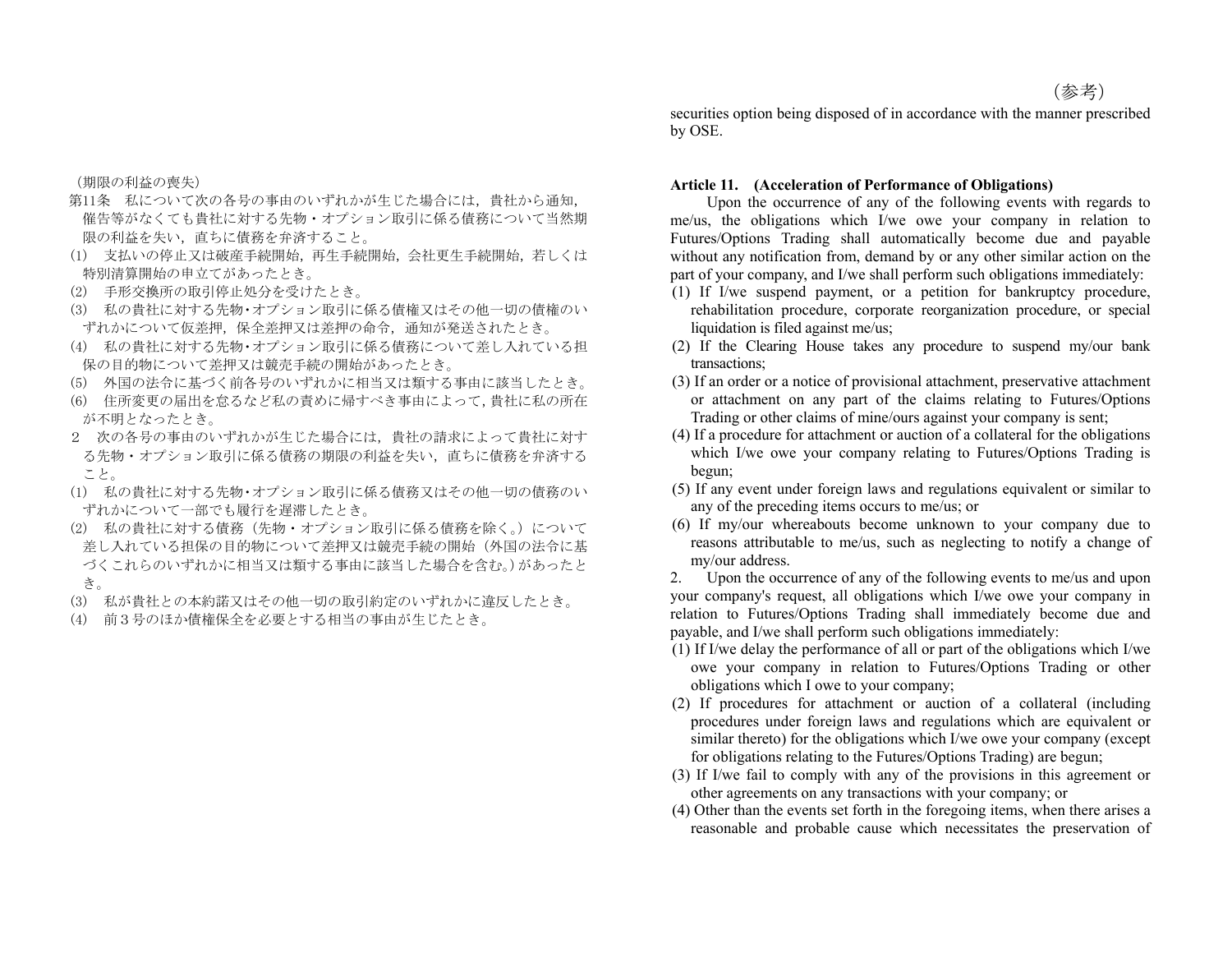（参考）

securities option being disposed of in accordance with the manner prescribed by OSE.

（期限の利益の喪失）

第11条　私について次の各号の事由のいずれかが生じた場合には，貴社から通知，催告等がなくても貴社に対する先物・オプション取引に係る債務について当然期限の利益を失い，直ちに債務を弁済すること。

(1)　支払いの停止又は破産手続開始，再生手続開始，会社更生手続開始，若しくは特別清算開始の申立てがあったとき。

(2)　手形交換所の取引停止処分を受けたとき。

(3)　私の貴社に対する先物・オプション取引に係る債権又はその他一切の債権のいずれかについて仮差押，保全差押又は差押の命令，通知が発送されたとき。

(4)　私の貴社に対する先物・オプション取引に係る債務について差し入れている担保の目的物について差押又は競売手続の開始があったとき。

(5)　外国の法令に基づく前各号のいずれかに相当又は類する事由に該当したとき。

(6)　住所変更の届出を怠るなど私の責めに帰すべき事由によって，貴社に私の所在が不明となったとき。

２　次の各号の事由のいずれかが生じた場合には，貴社の請求によって貴社に対する先物・オプション取引に係る債務の期限の利益を失い，直ちに債務を弁済すること。

(1)　私の貴社に対する先物・オプション取引に係る債務又はその他一切の債務のいずれかについて一部でも履行を遅滞したとき。

(2)　私の貴社に対する債務（先物・オプション取引に係る債務を除く。）について差し入れている担保の目的物について差押又は競売手続の開始（外国の法令に基づくこれらのいずれかに相当又は類する事由に該当した場合を含む。）があったとき。

(3)　私が貴社との本約諾又はその他一切の取引約定のいずれかに違反したとき。

(4)　前３号のほか債権保全を必要とする相当の事由が生じたとき。

**Article 11.　(Acceleration of Performance of Obligations)**

Upon the occurrence of any of the following events with regards to me/us, the obligations which I/we owe your company in relation to Futures/Options Trading shall automatically become due and payable without any notification from, demand by or any other similar action on the part of your company, and I/we shall perform such obligations immediately:

(1) If I/we suspend payment, or a petition for bankruptcy procedure, rehabilitation procedure, corporate reorganization procedure, or special liquidation is filed against me/us;

(2) If the Clearing House takes any procedure to suspend my/our bank transactions;

(3) If an order or a notice of provisional attachment, preservative attachment or attachment on any part of the claims relating to Futures/Options Trading or other claims of mine/ours against your company is sent;

(4) If a procedure for attachment or auction of a collateral for the obligations which I/we owe your company relating to Futures/Options Trading is begun;

(5) If any event under foreign laws and regulations equivalent or similar to any of the preceding items occurs to me/us; or

(6) If my/our whereabouts become unknown to your company due to reasons attributable to me/us, such as neglecting to notify a change of my/our address.

2.　Upon the occurrence of any of the following events to me/us and upon your company's request, all obligations which I/we owe your company in relation to Futures/Options Trading shall immediately become due and payable, and I/we shall perform such obligations immediately:

(1) If I/we delay the performance of all or part of the obligations which I/we owe your company in relation to Futures/Options Trading or other obligations which I owe to your company;

(2) If procedures for attachment or auction of a collateral (including procedures under foreign laws and regulations which are equivalent or similar thereto) for the obligations which I/we owe your company (except for obligations relating to the Futures/Options Trading) are begun;

(3) If I/we fail to comply with any of the provisions in this agreement or other agreements on any transactions with your company; or

(4) Other than the events set forth in the foregoing items, when there arises a reasonable and probable cause which necessitates the preservation of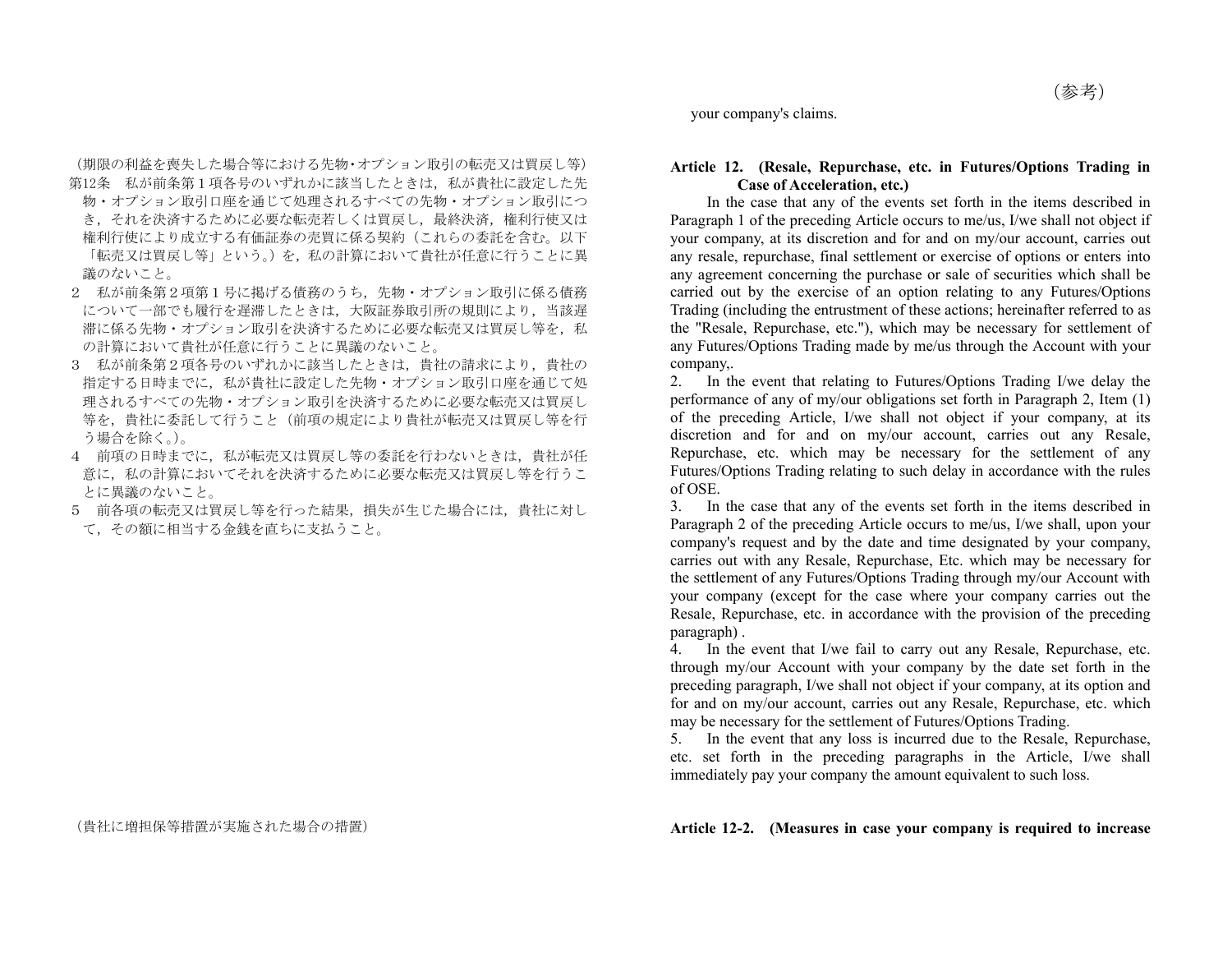（参考）

your company's claims.

（期限の利益を喪失した場合等における先物･オプション取引の転売又は買戻し等）
第12条　私が前条第１項各号のいずれかに該当したときは，私が貴社に設定した先物・オプション取引口座を通じて処理されるすべての先物・オプション取引につき，それを決済するために必要な転売若しくは買戻し，最終決済，権利行使又は権利行使により成立する有価証券の売買に係る契約（これらの委託を含む。以下「転売又は買戻し等」という。）を，私の計算において貴社が任意に行うことに異議のないこと。

２　私が前条第２項第１号に掲げる債務のうち，先物・オプション取引に係る債務について一部でも履行を遅滞したときは，大阪証券取引所の規則により，当該遅滞に係る先物・オプション取引を決済するために必要な転売又は買戻し等を，私の計算において貴社が任意に行うことに異議のないこと。

３　私が前条第２項各号のいずれかに該当したときは，貴社の請求により，貴社の指定する日時までに，私が貴社に設定した先物・オプション取引口座を通じて処理されるすべての先物・オプション取引を決済するために必要な転売又は買戻し等を，貴社に委託して行うこと（前項の規定により貴社が転売又は買戻し等を行う場合を除く。）。

４　前項の日時までに，私が転売又は買戻し等の委託を行わないときは，貴社が任意に，私の計算においてそれを決済するために必要な転売又は買戻し等を行うことに異議のないこと。

５　前各項の転売又は買戻し等を行った結果，損失が生じた場合には，貴社に対して，その額に相当する金銭を直ちに支払うこと。

**Article 12. (Resale, Repurchase, etc. in Futures/Options Trading in Case of Acceleration, etc.)**

In the case that any of the events set forth in the items described in Paragraph 1 of the preceding Article occurs to me/us, I/we shall not object if your company, at its discretion and for and on my/our account, carries out any resale, repurchase, final settlement or exercise of options or enters into any agreement concerning the purchase or sale of securities which shall be carried out by the exercise of an option relating to any Futures/Options Trading (including the entrustment of these actions; hereinafter referred to as the "Resale, Repurchase, etc."), which may be necessary for settlement of any Futures/Options Trading made by me/us through the Account with your company,.

2. In the event that relating to Futures/Options Trading I/we delay the performance of any of my/our obligations set forth in Paragraph 2, Item (1) of the preceding Article, I/we shall not object if your company, at its discretion and for and on my/our account, carries out any Resale, Repurchase, etc. which may be necessary for the settlement of any Futures/Options Trading relating to such delay in accordance with the rules of OSE.

3. In the case that any of the events set forth in the items described in Paragraph 2 of the preceding Article occurs to me/us, I/we shall, upon your company's request and by the date and time designated by your company, carries out with any Resale, Repurchase, Etc. which may be necessary for the settlement of any Futures/Options Trading through my/our Account with your company (except for the case where your company carries out the Resale, Repurchase, etc. in accordance with the provision of the preceding paragraph) .

4. In the event that I/we fail to carry out any Resale, Repurchase, etc. through my/our Account with your company by the date set forth in the preceding paragraph, I/we shall not object if your company, at its option and for and on my/our account, carries out any Resale, Repurchase, etc. which may be necessary for the settlement of Futures/Options Trading.

5. In the event that any loss is incurred due to the Resale, Repurchase, etc. set forth in the preceding paragraphs in the Article, I/we shall immediately pay your company the amount equivalent to such loss.

（貴社に増担保等措置が実施された場合の措置）

**Article 12-2. (Measures in case your company is required to increase**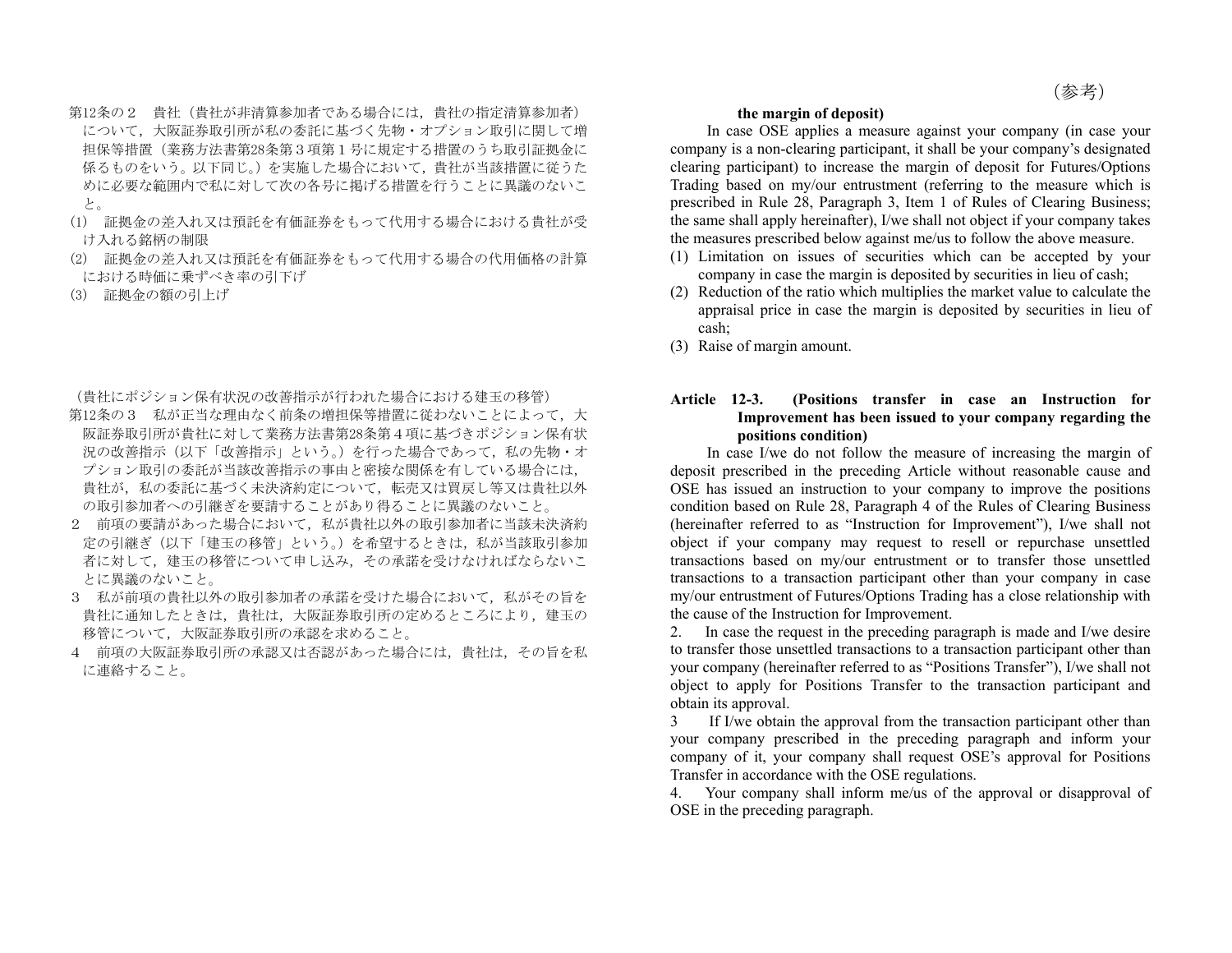（参考）

第12条の２　貴社（貴社が非清算参加者である場合には，貴社の指定清算参加者）について，大阪証券取引所が私の委託に基づく先物・オプション取引に関して増担保等措置（業務方法書第28条第３項第１号に規定する措置のうち取引証拠金に係るものをいう。以下同じ。）を実施した場合において，貴社が当該措置に従うために必要な範囲内で私に対して次の各号に掲げる措置を行うことに異議のないこと。

(1)　証拠金の差入れ又は預託を有価証券をもって代用する場合における貴社が受け入れる銘柄の制限

(2)　証拠金の差入れ又は預託を有価証券をもって代用する場合の代用価格の計算における時価に乗ずべき率の引下げ

(3)　証拠金の額の引上げ

（貴社にポジション保有状況の改善指示が行われた場合における建玉の移管）

第12条の３　私が正当な理由なく前条の増担保等措置に従わないことによって，大阪証券取引所が貴社に対して業務方法書第28条第４項に基づきポジション保有状況の改善指示（以下「改善指示」という。）を行った場合であって，私の先物・オプション取引の委託が当該改善指示の事由と密接な関係を有している場合には，貴社が，私の委託に基づく未決済約定について，転売又は買戻し等又は貴社以外の取引参加者への引継ぎを要請することがあり得ることに異議のないこと。

２　前項の要請があった場合において，私が貴社以外の取引参加者に当該未決済約定の引継ぎ（以下「建玉の移管」という。）を希望するときは，私が当該取引参加者に対して，建玉の移管について申し込み，その承諾を受けなければならないことに異議のないこと。

３　私が前項の貴社以外の取引参加者の承諾を受けた場合において，私がその旨を貴社に通知したときは，貴社は，大阪証券取引所の定めるところにより，建玉の移管について，大阪証券取引所の承認を求めること。

４　前項の大阪証券取引所の承認又は否認があった場合には，貴社は，その旨を私に連絡すること。

**the margin of deposit)**

In case OSE applies a measure against your company (in case your company is a non-clearing participant, it shall be your company's designated clearing participant) to increase the margin of deposit for Futures/Options Trading based on my/our entrustment (referring to the measure which is prescribed in Rule 28, Paragraph 3, Item 1 of Rules of Clearing Business; the same shall apply hereinafter), I/we shall not object if your company takes the measures prescribed below against me/us to follow the above measure.

(1) Limitation on issues of securities which can be accepted by your company in case the margin is deposited by securities in lieu of cash;

(2) Reduction of the ratio which multiplies the market value to calculate the appraisal price in case the margin is deposited by securities in lieu of cash;

(3) Raise of margin amount.

**Article 12-3. (Positions transfer in case an Instruction for Improvement has been issued to your company regarding the positions condition)**

In case I/we do not follow the measure of increasing the margin of deposit prescribed in the preceding Article without reasonable cause and OSE has issued an instruction to your company to improve the positions condition based on Rule 28, Paragraph 4 of the Rules of Clearing Business (hereinafter referred to as "Instruction for Improvement"), I/we shall not object if your company may request to resell or repurchase unsettled transactions based on my/our entrustment or to transfer those unsettled transactions to a transaction participant other than your company in case my/our entrustment of Futures/Options Trading has a close relationship with the cause of the Instruction for Improvement.

2. In case the request in the preceding paragraph is made and I/we desire to transfer those unsettled transactions to a transaction participant other than your company (hereinafter referred to as "Positions Transfer"), I/we shall not object to apply for Positions Transfer to the transaction participant and obtain its approval.

3 If I/we obtain the approval from the transaction participant other than your company prescribed in the preceding paragraph and inform your company of it, your company shall request OSE's approval for Positions Transfer in accordance with the OSE regulations.

4. Your company shall inform me/us of the approval or disapproval of OSE in the preceding paragraph.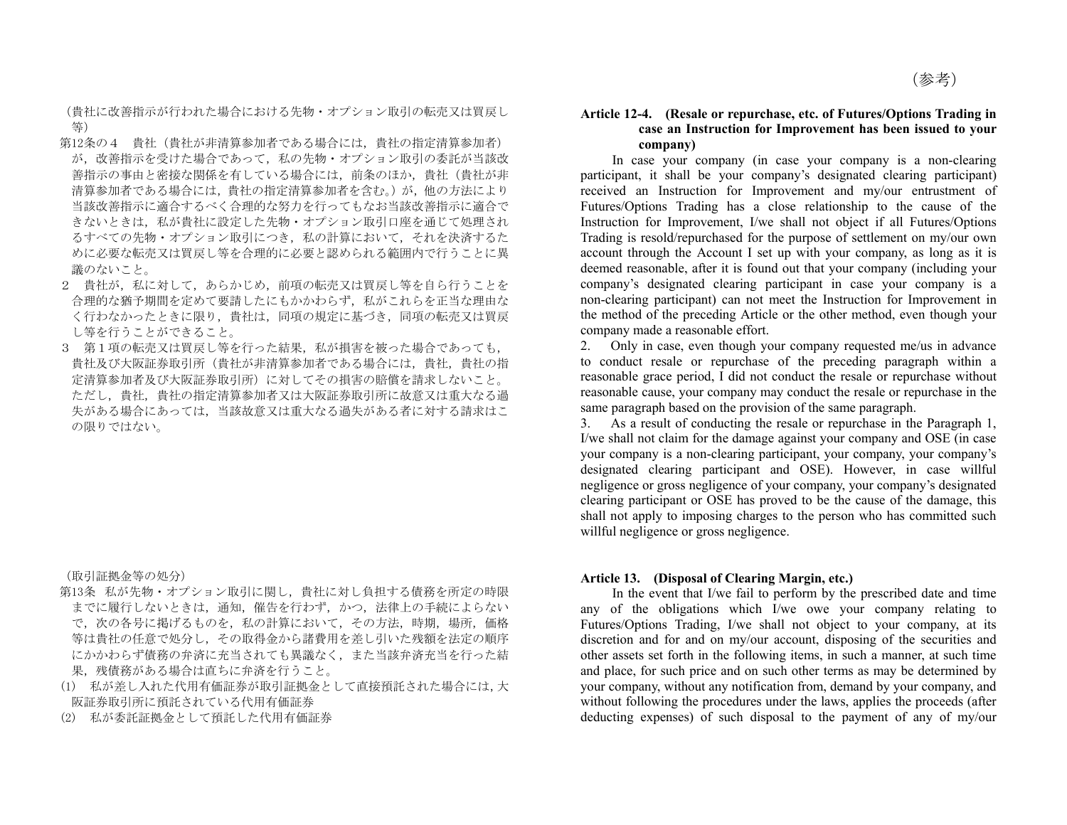（参考）

（貴社に改善指示が行われた場合における先物・オプション取引の転売又は買戻し等）

第12条の４　貴社（貴社が非清算参加者である場合には，貴社の指定清算参加者）が，改善指示を受けた場合であって，私の先物・オプション取引の委託が当該改善指示の事由と密接な関係を有している場合には，前条のほか，貴社（貴社が非清算参加者である場合には，貴社の指定清算参加者を含む。）が，他の方法により当該改善指示に適合するべく合理的な努力を行ってもなお当該改善指示に適合できないときは，私が貴社に設定した先物・オプション取引口座を通じて処理されるすべての先物・オプション取引につき，私の計算において，それを決済するために必要な転売又は買戻し等を合理的に必要と認められる範囲内で行うことに異議のないこと。

２　貴社が，私に対して，あらかじめ，前項の転売又は買戻し等を自ら行うことを合理的な猶予期間を定めて要請したにもかかわらず，私がこれらを正当な理由なく行わなかったときに限り，貴社は，同項の規定に基づき，同項の転売又は買戻し等を行うことができること。

３　第１項の転売又は買戻し等を行った結果，私が損害を被った場合であっても，貴社及び大阪証券取引所（貴社が非清算参加者である場合には，貴社，貴社の指定清算参加者及び大阪証券取引所）に対してその損害の賠償を請求しないこと。ただし，貴社，貴社の指定清算参加者又は大阪証券取引所に故意又は重大なる過失がある場合にあっては，当該故意又は重大なる過失がある者に対する請求はこの限りではない。

**Article 12-4. (Resale or repurchase, etc. of Futures/Options Trading in case an Instruction for Improvement has been issued to your company)**

In case your company (in case your company is a non-clearing participant, it shall be your company's designated clearing participant) received an Instruction for Improvement and my/our entrustment of Futures/Options Trading has a close relationship to the cause of the Instruction for Improvement, I/we shall not object if all Futures/Options Trading is resold/repurchased for the purpose of settlement on my/our own account through the Account I set up with your company, as long as it is deemed reasonable, after it is found out that your company (including your company's designated clearing participant in case your company is a non-clearing participant) can not meet the Instruction for Improvement in the method of the preceding Article or the other method, even though your company made a reasonable effort.

2. Only in case, even though your company requested me/us in advance to conduct resale or repurchase of the preceding paragraph within a reasonable grace period, I did not conduct the resale or repurchase without reasonable cause, your company may conduct the resale or repurchase in the same paragraph based on the provision of the same paragraph.

3. As a result of conducting the resale or repurchase in the Paragraph 1, I/we shall not claim for the damage against your company and OSE (in case your company is a non-clearing participant, your company, your company's designated clearing participant and OSE). However, in case willful negligence or gross negligence of your company, your company's designated clearing participant or OSE has proved to be the cause of the damage, this shall not apply to imposing charges to the person who has committed such willful negligence or gross negligence.

（取引証拠金等の処分）

第13条　私が先物・オプション取引に関し，貴社に対し負担する債務を所定の時限までに履行しないときは，通知，催告を行わず，かつ，法律上の手続によらないで，次の各号に掲げるものを，私の計算において，その方法，時期，場所，価格等は貴社の任意で処分し，その取得金から諸費用を差し引いた残額を法定の順序にかかわらず債務の弁済に充当されても異議なく，また当該弁済充当を行った結果，残債務がある場合は直ちに弁済を行うこと。

(1)　私が差し入れた代用有価証券が取引証拠金として直接預託された場合には，大阪証券取引所に預託されている代用有価証券

(2)　私が委託証拠金として預託した代用有価証券

**Article 13. (Disposal of Clearing Margin, etc.)**

In the event that I/we fail to perform by the prescribed date and time any of the obligations which I/we owe your company relating to Futures/Options Trading, I/we shall not object to your company, at its discretion and for and on my/our account, disposing of the securities and other assets set forth in the following items, in such a manner, at such time and place, for such price and on such other terms as may be determined by your company, without any notification from, demand by your company, and without following the procedures under the laws, applies the proceeds (after deducting expenses) of such disposal to the payment of any of my/our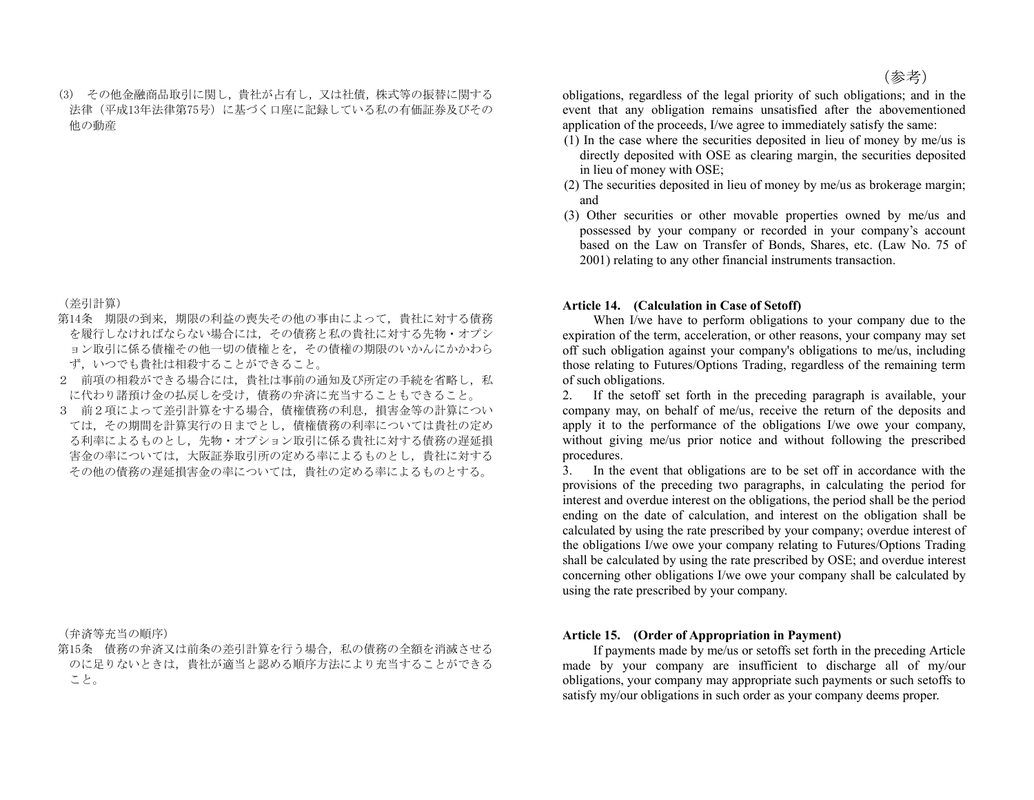（参考）

(3)　その他金融商品取引に関し，貴社が占有し，又は社債，株式等の振替に関する法律（平成13年法律第75号）に基づく口座に記録している私の有価証券及びその他の動産

obligations, regardless of the legal priority of such obligations; and in the event that any obligation remains unsatisfied after the abovementioned application of the proceeds, I/we agree to immediately satisfy the same:

(1) In the case where the securities deposited in lieu of money by me/us is directly deposited with OSE as clearing margin, the securities deposited in lieu of money with OSE;
(2) The securities deposited in lieu of money by me/us as brokerage margin; and
(3) Other securities or other movable properties owned by me/us and possessed by your company or recorded in your company's account based on the Law on Transfer of Bonds, Shares, etc. (Law No. 75 of 2001) relating to any other financial instruments transaction.

（差引計算）

第14条　期限の到来，期限の利益の喪失その他の事由によって，貴社に対する債務を履行しなければならない場合には，その債務と私の貴社に対する先物・オプション取引に係る債権その他一切の債権とを，その債権の期限のいかんにかかわらず，いつでも貴社は相殺することができること。

２　前項の相殺ができる場合には，貴社は事前の通知及び所定の手続を省略し，私に代わり諸預け金の払戻しを受け，債務の弁済に充当することもできること。

３　前２項によって差引計算をする場合，債権債務の利息，損害金等の計算については，その期間を計算実行の日までとし，債権債務の利率については貴社の定める利率によるものとし，先物・オプション取引に係る貴社に対する債務の遅延損害金の率については，大阪証券取引所の定める率によるものとし，貴社に対するその他の債務の遅延損害金の率については，貴社の定める率によるものとする。

**Article 14.　(Calculation in Case of Setoff)**

When I/we have to perform obligations to your company due to the expiration of the term, acceleration, or other reasons, your company may set off such obligation against your company's obligations to me/us, including those relating to Futures/Options Trading, regardless of the remaining term of such obligations.

2.　If the setoff set forth in the preceding paragraph is available, your company may, on behalf of me/us, receive the return of the deposits and apply it to the performance of the obligations I/we owe your company, without giving me/us prior notice and without following the prescribed procedures.

3.　In the event that obligations are to be set off in accordance with the provisions of the preceding two paragraphs, in calculating the period for interest and overdue interest on the obligations, the period shall be the period ending on the date of calculation, and interest on the obligation shall be calculated by using the rate prescribed by your company; overdue interest of the obligations I/we owe your company relating to Futures/Options Trading shall be calculated by using the rate prescribed by OSE; and overdue interest concerning other obligations I/we owe your company shall be calculated by using the rate prescribed by your company.

（弁済等充当の順序）

第15条　債務の弁済又は前条の差引計算を行う場合，私の債務の全額を消滅させるのに足りないときは，貴社が適当と認める順序方法により充当することができること。

**Article 15.　(Order of Appropriation in Payment)**

If payments made by me/us or setoffs set forth in the preceding Article made by your company are insufficient to discharge all of my/our obligations, your company may appropriate such payments or such setoffs to satisfy my/our obligations in such order as your company deems proper.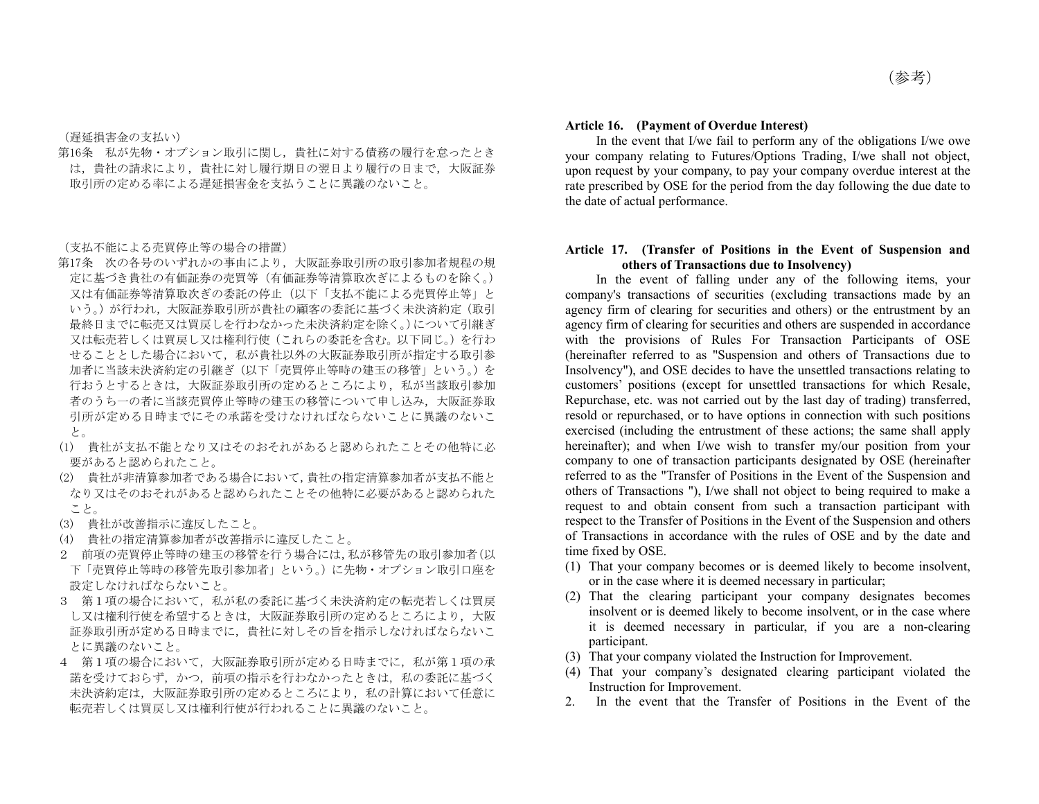（参考）

（遅延損害金の支払い）

第16条　私が先物・オプション取引に関し，貴社に対する債務の履行を怠ったときは，貴社の請求により，貴社に対し履行期日の翌日より履行の日まで，大阪証券取引所の定める率による遅延損害金を支払うことに異議のないこと。

（支払不能による売買停止等の場合の措置）

第17条　次の各号のいずれかの事由により，大阪証券取引所の取引参加者規程の規定に基づき貴社の有価証券の売買等（有価証券等清算取次ぎによるものを除く。）又は有価証券等清算取次ぎの委託の停止（以下「支払不能による売買停止等」という。）が行われ，大阪証券取引所が貴社の顧客の委託に基づく未決済約定（取引最終日までに転売又は買戻しを行わなかった未決済約定を除く。）について引継ぎ又は転売若しくは買戻し又は権利行使（これらの委託を含む。以下同じ。）を行わせることとした場合において，私が貴社以外の大阪証券取引所が指定する取引参加者に当該未決済約定の引継ぎ（以下「売買停止等時の建玉の移管」という。）を行おうとするときは，大阪証券取引所の定めるところにより，私が当該取引参加者のうち一の者に当該売買停止等時の建玉の移管について申し込み，大阪証券取引所が定める日時までにその承諾を受けなければならないことに異議のないこと。

(1)　貴社が支払不能となり又はそのおそれがあると認められたことその他特に必要があると認められたこと。
(2)　貴社が非清算参加者である場合において，貴社の指定清算参加者が支払不能となり又はそのおそれがあると認められたことその他特に必要があると認められたこと。
(3)　貴社が改善指示に違反したこと。
(4)　貴社の指定清算参加者が改善指示に違反したこと。

２　前項の売買停止等時の建玉の移管を行う場合には，私が移管先の取引参加者（以下「売買停止等時の移管先取引参加者」という。）に先物・オプション取引口座を設定しなければならないこと。

３　第１項の場合において，私が私の委託に基づく未決済約定の転売若しくは買戻し又は権利行使を希望するときは，大阪証券取引所の定めるところにより，大阪証券取引所が定める日時までに，貴社に対しその旨を指示しなければならないことに異議のないこと。

４　第１項の場合において，大阪証券取引所が定める日時までに，私が第１項の承諾を受けておらず，かつ，前項の指示を行わなかったときは，私の委託に基づく未決済約定は，大阪証券取引所の定めるところにより，私の計算において任意に転売若しくは買戻し又は権利行使が行われることに異議のないこと。

**Article 16.　(Payment of Overdue Interest)**

In the event that I/we fail to perform any of the obligations I/we owe your company relating to Futures/Options Trading, I/we shall not object, upon request by your company, to pay your company overdue interest at the rate prescribed by OSE for the period from the day following the due date to the date of actual performance.

**Article 17.　(Transfer of Positions in the Event of Suspension and others of Transactions due to Insolvency)**

In the event of falling under any of the following items, your company's transactions of securities (excluding transactions made by an agency firm of clearing for securities and others) or the entrustment by an agency firm of clearing for securities and others are suspended in accordance with the provisions of Rules For Transaction Participants of OSE (hereinafter referred to as "Suspension and others of Transactions due to Insolvency"), and OSE decides to have the unsettled transactions relating to customers' positions (except for unsettled transactions for which Resale, Repurchase, etc. was not carried out by the last day of trading) transferred, resold or repurchased, or to have options in connection with such positions exercised (including the entrustment of these actions; the same shall apply hereinafter); and when I/we wish to transfer my/our position from your company to one of transaction participants designated by OSE (hereinafter referred to as the "Transfer of Positions in the Event of the Suspension and others of Transactions "), I/we shall not object to being required to make a request to and obtain consent from such a transaction participant with respect to the Transfer of Positions in the Event of the Suspension and others of Transactions in accordance with the rules of OSE and by the date and time fixed by OSE.

(1) That your company becomes or is deemed likely to become insolvent, or in the case where it is deemed necessary in particular;
(2) That the clearing participant your company designates becomes insolvent or is deemed likely to become insolvent, or in the case where it is deemed necessary in particular, if you are a non-clearing participant.
(3) That your company violated the Instruction for Improvement.
(4) That your company's designated clearing participant violated the Instruction for Improvement.

2.　In the event that the Transfer of Positions in the Event of the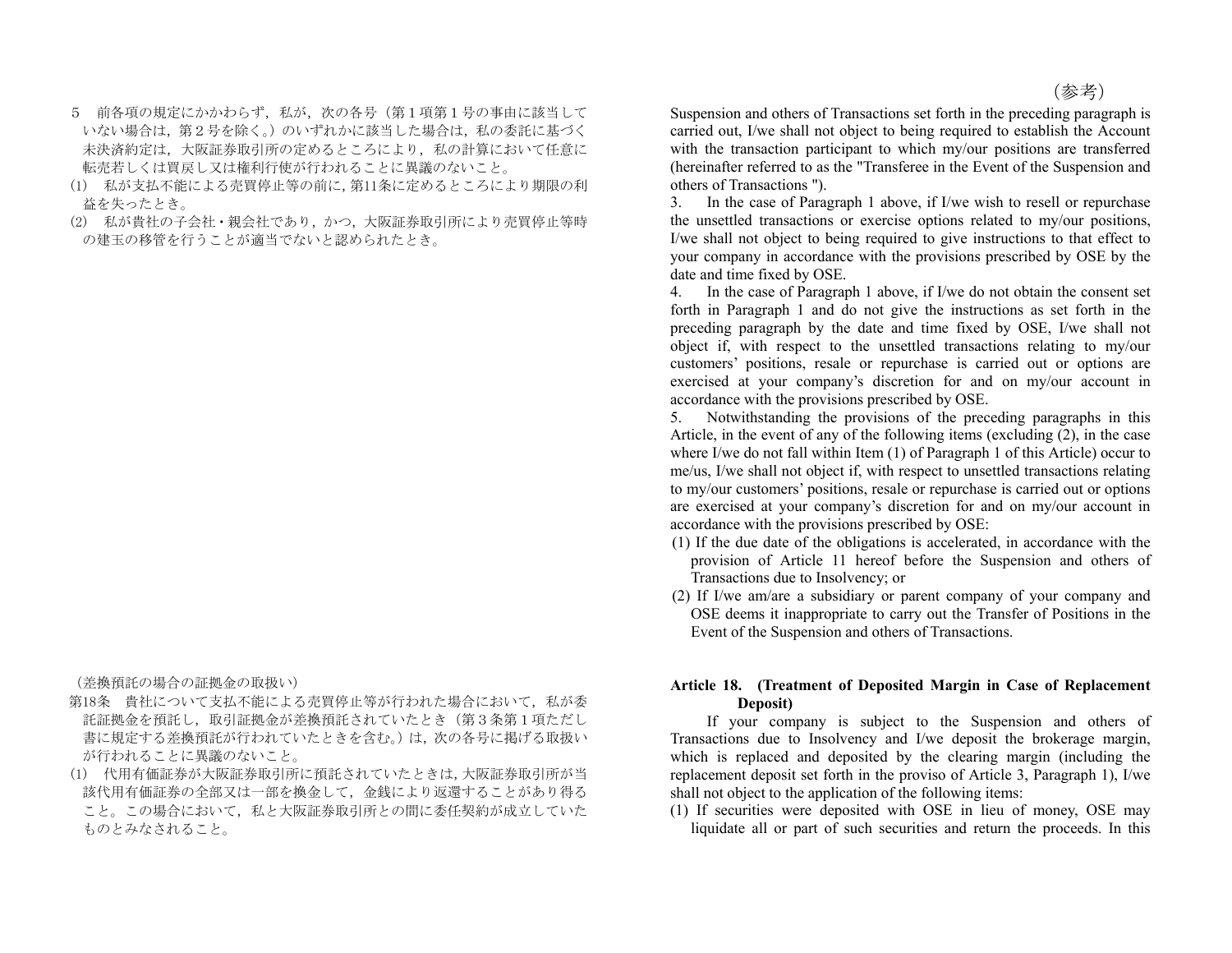５　前各項の規定にかかわらず，私が，次の各号（第１項第１号の事由に該当していない場合は，第２号を除く。）のいずれかに該当した場合は，私の委託に基づく未決済約定は，大阪証券取引所の定めるところにより，私の計算において任意に転売若しくは買戻し又は権利行使が行われることに異議のないこと。

(1)　私が支払不能による売買停止等の前に，第11条に定めるところにより期限の利益を失ったとき。

(2)　私が貴社の子会社・親会社であり，かつ，大阪証券取引所により売買停止等時の建玉の移管を行うことが適当でないと認められたとき。

（差換預託の場合の証拠金の取扱い）

第18条　貴社について支払不能による売買停止等が行われた場合において，私が委託証拠金を預託し，取引証拠金が差換預託されていたとき（第３条第１項ただし書に規定する差換預託が行われていたときを含む。）は，次の各号に掲げる取扱いが行われることに異議のないこと。

(1)　代用有価証券が大阪証券取引所に預託されていたときは，大阪証券取引所が当該代用有価証券の全部又は一部を換金して，金銭により返還することがあり得ること。この場合において，私と大阪証券取引所との間に委任契約が成立していたものとみなされること。

（参考）

Suspension and others of Transactions set forth in the preceding paragraph is carried out, I/we shall not object to being required to establish the Account with the transaction participant to which my/our positions are transferred (hereinafter referred to as the "Transferee in the Event of the Suspension and others of Transactions ").

3.　In the case of Paragraph 1 above, if I/we wish to resell or repurchase the unsettled transactions or exercise options related to my/our positions, I/we shall not object to being required to give instructions to that effect to your company in accordance with the provisions prescribed by OSE by the date and time fixed by OSE.

4.　In the case of Paragraph 1 above, if I/we do not obtain the consent set forth in Paragraph 1 and do not give the instructions as set forth in the preceding paragraph by the date and time fixed by OSE, I/we shall not object if, with respect to the unsettled transactions relating to my/our customers' positions, resale or repurchase is carried out or options are exercised at your company's discretion for and on my/our account in accordance with the provisions prescribed by OSE.

5.　Notwithstanding the provisions of the preceding paragraphs in this Article, in the event of any of the following items (excluding (2), in the case where I/we do not fall within Item (1) of Paragraph 1 of this Article) occur to me/us, I/we shall not object if, with respect to unsettled transactions relating to my/our customers' positions, resale or repurchase is carried out or options are exercised at your company's discretion for and on my/our account in accordance with the provisions prescribed by OSE:

(1) If the due date of the obligations is accelerated, in accordance with the provision of Article 11 hereof before the Suspension and others of Transactions due to Insolvency; or

(2) If I/we am/are a subsidiary or parent company of your company and OSE deems it inappropriate to carry out the Transfer of Positions in the Event of the Suspension and others of Transactions.

**Article 18. (Treatment of Deposited Margin in Case of Replacement Deposit)**

If your company is subject to the Suspension and others of Transactions due to Insolvency and I/we deposit the brokerage margin, which is replaced and deposited by the clearing margin (including the replacement deposit set forth in the proviso of Article 3, Paragraph 1), I/we shall not object to the application of the following items:

(1) If securities were deposited with OSE in lieu of money, OSE may liquidate all or part of such securities and return the proceeds. In this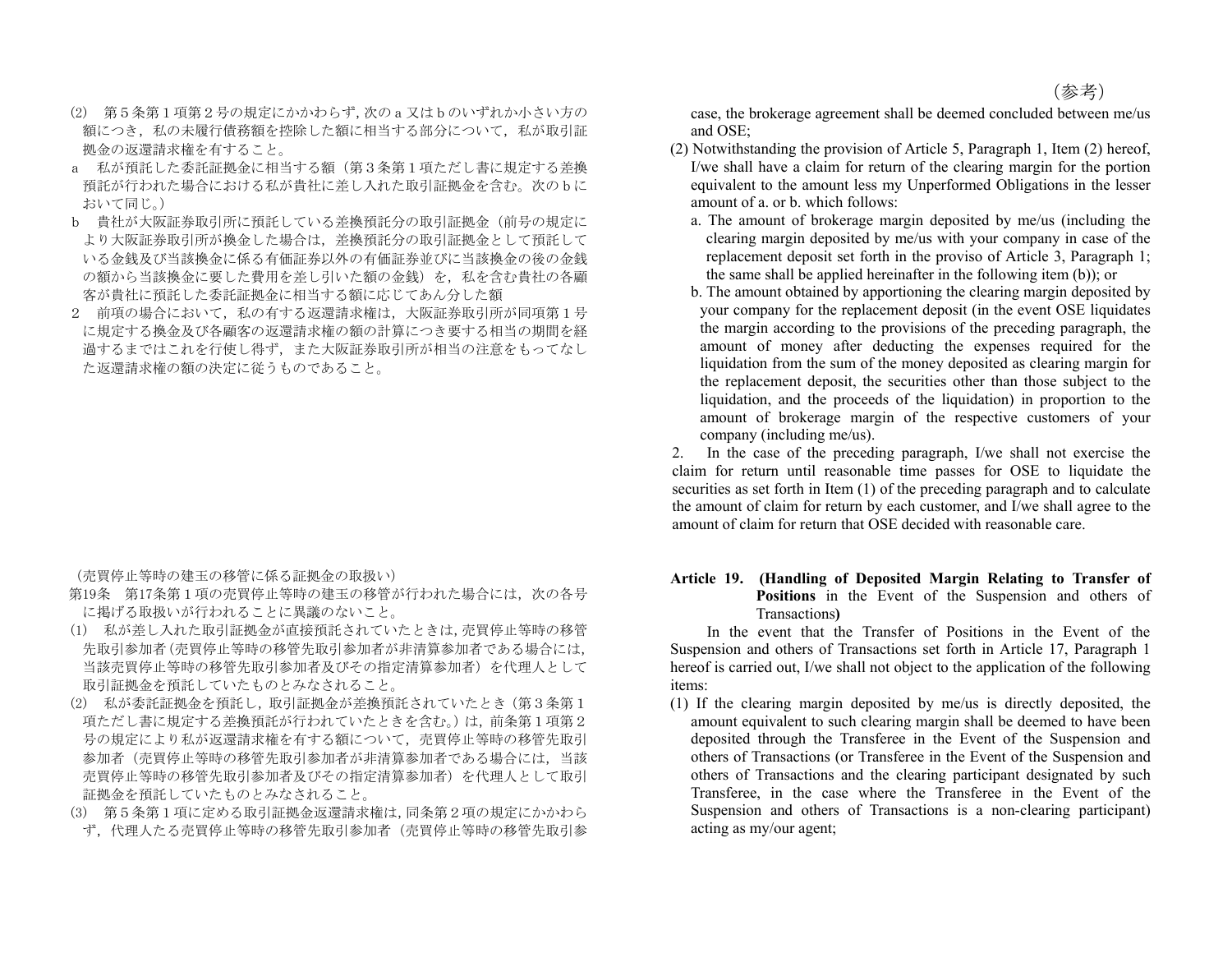（参考）

⑵　第５条第１項第２号の規定にかかわらず，次のａ又はｂのいずれか小さい方の額につき，私の未履行債務額を控除した額に相当する部分について，私が取引証拠金の返還請求権を有すること。

ａ　私が預託した委託証拠金に相当する額（第３条第１項ただし書に規定する差換預託が行われた場合における私が貴社に差し入れた取引証拠金を含む。次のｂにおいて同じ。）

ｂ　貴社が大阪証券取引所に預託している差換預託分の取引証拠金（前号の規定により大阪証券取引所が換金した場合は，差換預託分の取引証拠金として預託している金銭及び当該換金に係る有価証券以外の有価証券並びに当該換金の後の金銭の額から当該換金に要した費用を差し引いた額の金銭）を，私を含む貴社の各顧客が貴社に預託した委託証拠金に相当する額に応じてあん分した額

２　前項の場合において，私の有する返還請求権は，大阪証券取引所が同項第１号に規定する換金及び各顧客の返還請求権の額の計算につき要する相当の期間を経過するまではこれを行使し得ず，また大阪証券取引所が相当の注意をもってなした返還請求権の額の決定に従うものであること。

case, the brokerage agreement shall be deemed concluded between me/us and OSE;

(2) Notwithstanding the provision of Article 5, Paragraph 1, Item (2) hereof, I/we shall have a claim for return of the clearing margin for the portion equivalent to the amount less my Unperformed Obligations in the lesser amount of a. or b. which follows:

a. The amount of brokerage margin deposited by me/us (including the clearing margin deposited by me/us with your company in case of the replacement deposit set forth in the proviso of Article 3, Paragraph 1; the same shall be applied hereinafter in the following item (b)); or

b. The amount obtained by apportioning the clearing margin deposited by your company for the replacement deposit (in the event OSE liquidates the margin according to the provisions of the preceding paragraph, the amount of money after deducting the expenses required for the liquidation from the sum of the money deposited as clearing margin for the replacement deposit, the securities other than those subject to the liquidation, and the proceeds of the liquidation) in proportion to the amount of brokerage margin of the respective customers of your company (including me/us).

2. In the case of the preceding paragraph, I/we shall not exercise the claim for return until reasonable time passes for OSE to liquidate the securities as set forth in Item (1) of the preceding paragraph and to calculate the amount of claim for return by each customer, and I/we shall agree to the amount of claim for return that OSE decided with reasonable care.

（売買停止等時の建玉の移管に係る証拠金の取扱い）

第19条　第17条第１項の売買停止等時の建玉の移管が行われた場合には，次の各号に掲げる取扱いが行われることに異議のないこと。

⑴　私が差し入れた取引証拠金が直接預託されていたときは，売買停止等時の移管先取引参加者（売買停止等時の移管先取引参加者が非清算参加者である場合には，当該売買停止等時の移管先取引参加者及びその指定清算参加者）を代理人として取引証拠金を預託していたものとみなされること。

⑵　私が委託証拠金を預託し，取引証拠金が差換預託されていたとき（第３条第１項ただし書に規定する差換預託が行われていたときを含む。）は，前条第１項第２号の規定により私が返還請求権を有する額について，売買停止等時の移管先取引参加者（売買停止等時の移管先取引参加者が非清算参加者である場合には，当該売買停止等時の移管先取引参加者及びその指定清算参加者）を代理人として取引証拠金を預託していたものとみなされること。

⑶　第５条第１項に定める取引証拠金返還請求権は，同条第２項の規定にかかわらず，代理人たる売買停止等時の移管先取引参加者（売買停止等時の移管先取引参

**Article 19. (Handling of Deposited Margin Relating to Transfer of Positions in the Event of the Suspension and others of Transactions)**

In the event that the Transfer of Positions in the Event of the Suspension and others of Transactions set forth in Article 17, Paragraph 1 hereof is carried out, I/we shall not object to the application of the following items:

(1) If the clearing margin deposited by me/us is directly deposited, the amount equivalent to such clearing margin shall be deemed to have been deposited through the Transferee in the Event of the Suspension and others of Transactions (or Transferee in the Event of the Suspension and others of Transactions and the clearing participant designated by such Transferee, in the case where the Transferee in the Event of the Suspension and others of Transactions is a non-clearing participant) acting as my/our agent;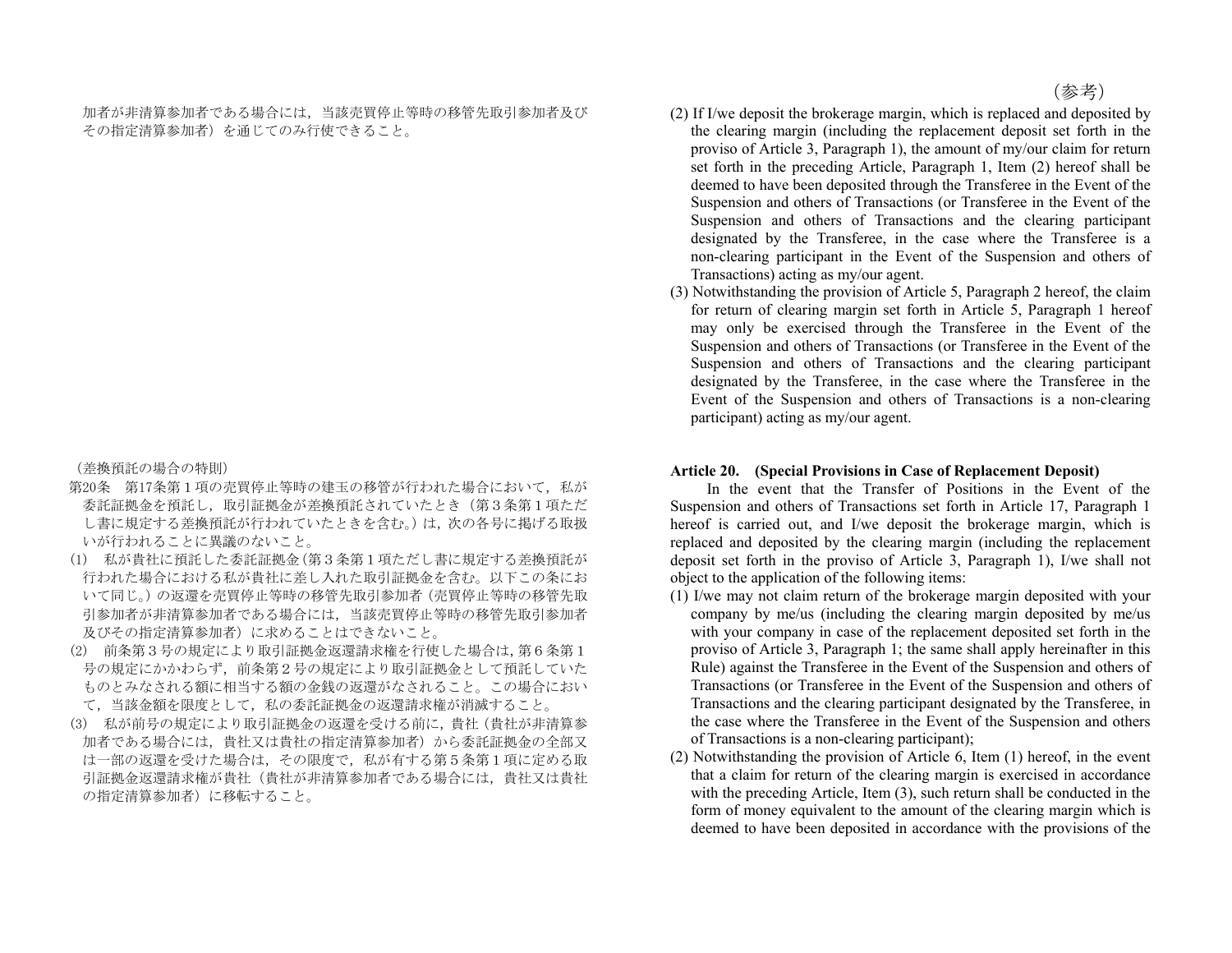加者が非清算参加者である場合には，当該売買停止等時の移管先取引参加者及びその指定清算参加者）を通じてのみ行使できること。

（差換預託の場合の特則）

第20条　第17条第１項の売買停止等時の建玉の移管が行われた場合において，私が委託証拠金を預託し，取引証拠金が差換預託されていたとき（第３条第１項ただし書に規定する差換預託が行われていたときを含む。）は，次の各号に掲げる取扱いが行われることに異議のないこと。

(1)　私が貴社に預託した委託証拠金（第３条第１項ただし書に規定する差換預託が行われた場合における私が貴社に差し入れた取引証拠金を含む。以下この条において同じ。）の返還を売買停止等時の移管先取引参加者（売買停止等時の移管先取引参加者が非清算参加者である場合には，当該売買停止等時の移管先取引参加者及びその指定清算参加者）に求めることはできないこと。

(2)　前条第３号の規定により取引証拠金返還請求権を行使した場合は，第６条第１号の規定にかかわらず，前条第２号の規定により取引証拠金として預託していたものとみなされる額に相当する額の金銭の返還がなされること。この場合において，当該金額を限度として，私の委託証拠金の返還請求権が消滅すること。

(3)　私が前号の規定により取引証拠金の返還を受ける前に，貴社（貴社が非清算参加者である場合には，貴社又は貴社の指定清算参加者）から委託証拠金の全部又は一部の返還を受けた場合は，その限度で，私が有する第５条第１項に定める取引証拠金返還請求権が貴社（貴社が非清算参加者である場合には，貴社又は貴社の指定清算参加者）に移転すること。

（参考）

(2) If I/we deposit the brokerage margin, which is replaced and deposited by the clearing margin (including the replacement deposit set forth in the proviso of Article 3, Paragraph 1), the amount of my/our claim for return set forth in the preceding Article, Paragraph 1, Item (2) hereof shall be deemed to have been deposited through the Transferee in the Event of the Suspension and others of Transactions (or Transferee in the Event of the Suspension and others of Transactions and the clearing participant designated by the Transferee, in the case where the Transferee is a non-clearing participant in the Event of the Suspension and others of Transactions) acting as my/our agent.

(3) Notwithstanding the provision of Article 5, Paragraph 2 hereof, the claim for return of clearing margin set forth in Article 5, Paragraph 1 hereof may only be exercised through the Transferee in the Event of the Suspension and others of Transactions (or Transferee in the Event of the Suspension and others of Transactions and the clearing participant designated by the Transferee, in the case where the Transferee in the Event of the Suspension and others of Transactions is a non-clearing participant) acting as my/our agent.

**Article 20. (Special Provisions in Case of Replacement Deposit)**

In the event that the Transfer of Positions in the Event of the Suspension and others of Transactions set forth in Article 17, Paragraph 1 hereof is carried out, and I/we deposit the brokerage margin, which is replaced and deposited by the clearing margin (including the replacement deposit set forth in the proviso of Article 3, Paragraph 1), I/we shall not object to the application of the following items:

(1) I/we may not claim return of the brokerage margin deposited with your company by me/us (including the clearing margin deposited by me/us with your company in case of the replacement deposited set forth in the proviso of Article 3, Paragraph 1; the same shall apply hereinafter in this Rule) against the Transferee in the Event of the Suspension and others of Transactions (or Transferee in the Event of the Suspension and others of Transactions and the clearing participant designated by the Transferee, in the case where the Transferee in the Event of the Suspension and others of Transactions is a non-clearing participant);

(2) Notwithstanding the provision of Article 6, Item (1) hereof, in the event that a claim for return of the clearing margin is exercised in accordance with the preceding Article, Item (3), such return shall be conducted in the form of money equivalent to the amount of the clearing margin which is deemed to have been deposited in accordance with the provisions of the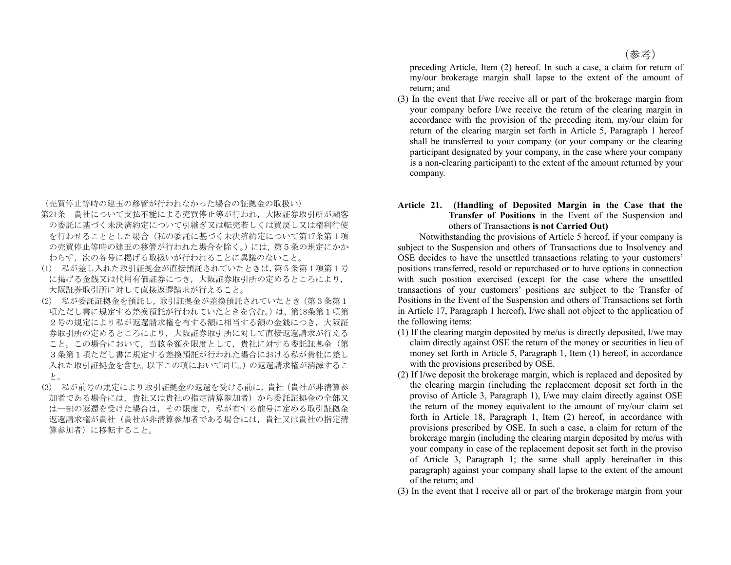（参考）

preceding Article, Item (2) hereof. In such a case, a claim for return of my/our brokerage margin shall lapse to the extent of the amount of return; and

(3) In the event that I/we receive all or part of the brokerage margin from your company before I/we receive the return of the clearing margin in accordance with the provision of the preceding item, my/our claim for return of the clearing margin set forth in Article 5, Paragraph 1 hereof shall be transferred to your company (or your company or the clearing participant designated by your company, in the case where your company is a non-clearing participant) to the extent of the amount returned by your company.

（売買停止等時の建玉の移管が行われなかった場合の証拠金の取扱い）

第21条　貴社について支払不能による売買停止等が行われ，大阪証券取引所が顧客の委託に基づく未決済約定について引継ぎ又は転売若しくは買戻し又は権利行使を行わせることとした場合（私の委託に基づく未決済約定について第17条第１項の売買停止等時の建玉の移管が行われた場合を除く。）には，第５条の規定にかかわらず，次の各号に掲げる取扱いが行われることに異議のないこと。

(1)　私が差し入れた取引証拠金が直接預託されていたときは，第５条第１項第１号に掲げる金銭又は代用有価証券につき，大阪証券取引所の定めるところにより，大阪証券取引所に対して直接返還請求が行えること。

(2)　私が委託証拠金を預託し，取引証拠金が差換預託されていたとき（第３条第１項ただし書に規定する差換預託が行われていたときを含む。）は，第18条第１項第２号の規定により私が返還請求権を有する額に相当する額の金銭につき，大阪証券取引所の定めるところにより，大阪証券取引所に対して直接返還請求が行えること。この場合において，当該金額を限度として，貴社に対する委託証拠金（第３条第１項ただし書に規定する差換預託が行われた場合における私が貴社に差し入れた取引証拠金を含む。以下この項において同じ。）の返還請求権が消滅すること。

(3)　私が前号の規定により取引証拠金の返還を受ける前に，貴社（貴社が非清算参加者である場合には，貴社又は貴社の指定清算参加者）から委託証拠金の全部又は一部の返還を受けた場合は，その限度で，私が有する前号に定める取引証拠金返還請求権が貴社（貴社が非清算参加者である場合には，貴社又は貴社の指定清算参加者）に移転すること。

**Article 21. (Handling of Deposited Margin in the Case that the Transfer of Positions** in the Event of the Suspension and others of Transactions **is not Carried Out)**

Notwithstanding the provisions of Article 5 hereof, if your company is subject to the Suspension and others of Transactions due to Insolvency and OSE decides to have the unsettled transactions relating to your customers' positions transferred, resold or repurchased or to have options in connection with such position exercised (except for the case where the unsettled transactions of your customers' positions are subject to the Transfer of Positions in the Event of the Suspension and others of Transactions set forth in Article 17, Paragraph 1 hereof), I/we shall not object to the application of the following items:

(1) If the clearing margin deposited by me/us is directly deposited, I/we may claim directly against OSE the return of the money or securities in lieu of money set forth in Article 5, Paragraph 1, Item (1) hereof, in accordance with the provisions prescribed by OSE.

(2) If I/we deposit the brokerage margin, which is replaced and deposited by the clearing margin (including the replacement deposit set forth in the proviso of Article 3, Paragraph 1), I/we may claim directly against OSE the return of the money equivalent to the amount of my/our claim set forth in Article 18, Paragraph 1, Item (2) hereof, in accordance with provisions prescribed by OSE. In such a case, a claim for return of the brokerage margin (including the clearing margin deposited by me/us with your company in case of the replacement deposit set forth in the proviso of Article 3, Paragraph 1; the same shall apply hereinafter in this paragraph) against your company shall lapse to the extent of the amount of the return; and

(3) In the event that I receive all or part of the brokerage margin from your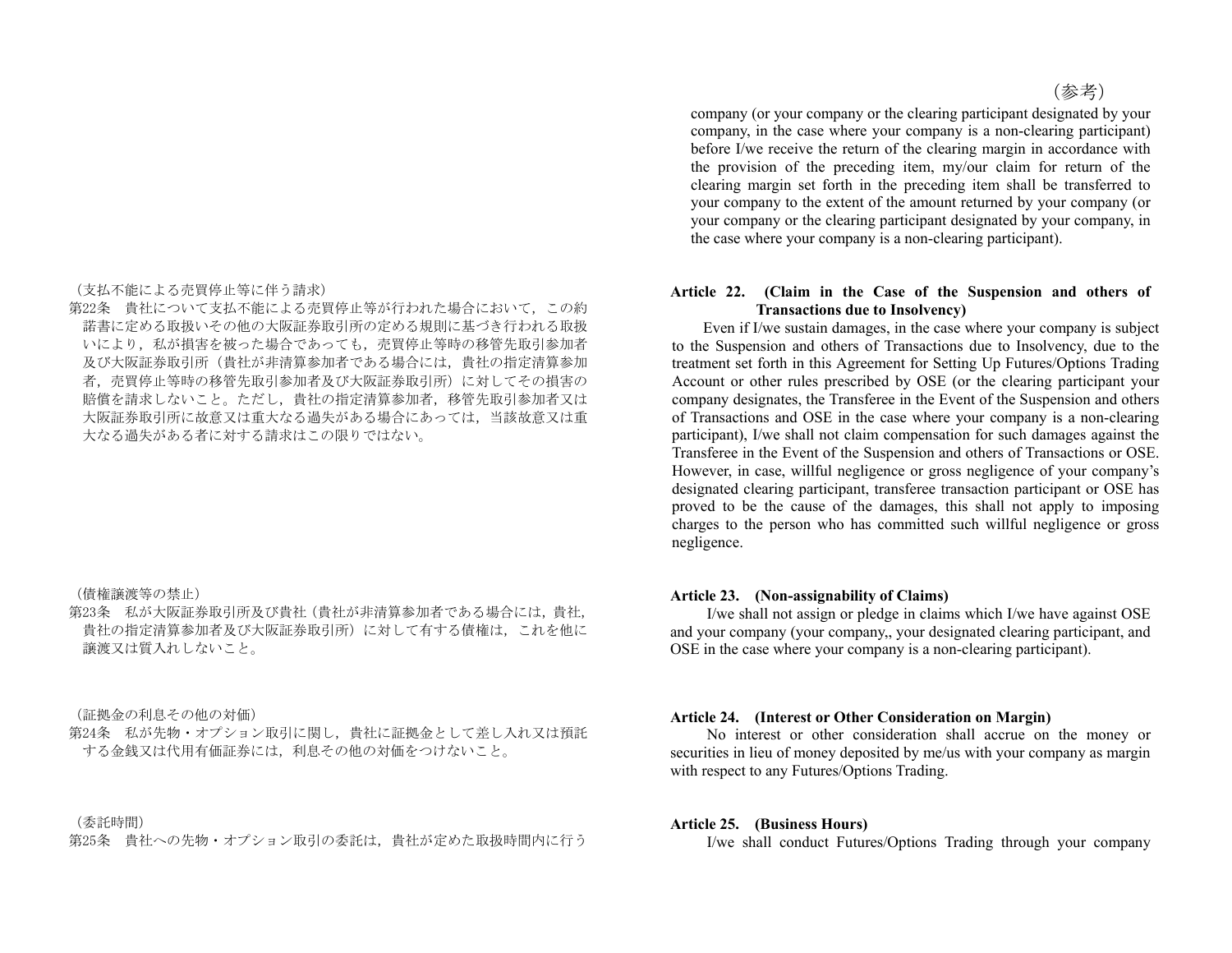（参考）

company (or your company or the clearing participant designated by your company, in the case where your company is a non-clearing participant) before I/we receive the return of the clearing margin in accordance with the provision of the preceding item, my/our claim for return of the clearing margin set forth in the preceding item shall be transferred to your company to the extent of the amount returned by your company (or your company or the clearing participant designated by your company, in the case where your company is a non-clearing participant).

（支払不能による売買停止等に伴う請求）

第22条　貴社について支払不能による売買停止等が行われた場合において，この約諾書に定める取扱いその他の大阪証券取引所の定める規則に基づき行われる取扱いにより，私が損害を被った場合であっても，売買停止等時の移管先取引参加者及び大阪証券取引所（貴社が非清算参加者である場合には，貴社の指定清算参加者，売買停止等時の移管先取引参加者及び大阪証券取引所）に対してその損害の賠償を請求しないこと。ただし，貴社の指定清算参加者，移管先取引参加者又は大阪証券取引所に故意又は重大なる過失がある場合にあっては，当該故意又は重大なる過失がある者に対する請求はこの限りではない。

**Article 22.　(Claim in the Case of the Suspension and others of Transactions due to Insolvency)**

Even if I/we sustain damages, in the case where your company is subject to the Suspension and others of Transactions due to Insolvency, due to the treatment set forth in this Agreement for Setting Up Futures/Options Trading Account or other rules prescribed by OSE (or the clearing participant your company designates, the Transferee in the Event of the Suspension and others of Transactions and OSE in the case where your company is a non-clearing participant), I/we shall not claim compensation for such damages against the Transferee in the Event of the Suspension and others of Transactions or OSE. However, in case, willful negligence or gross negligence of your company's designated clearing participant, transferee transaction participant or OSE has proved to be the cause of the damages, this shall not apply to imposing charges to the person who has committed such willful negligence or gross negligence.

（債権譲渡等の禁止）

第23条　私が大阪証券取引所及び貴社（貴社が非清算参加者である場合には，貴社，貴社の指定清算参加者及び大阪証券取引所）に対して有する債権は，これを他に譲渡又は質入れしないこと。

**Article 23.　(Non-assignability of Claims)**

I/we shall not assign or pledge in claims which I/we have against OSE and your company (your company,, your designated clearing participant, and OSE in the case where your company is a non-clearing participant).

（証拠金の利息その他の対価）

第24条　私が先物・オプション取引に関し，貴社に証拠金として差し入れ又は預託する金銭又は代用有価証券には，利息その他の対価をつけないこと。

**Article 24.　(Interest or Other Consideration on Margin)**

No interest or other consideration shall accrue on the money or securities in lieu of money deposited by me/us with your company as margin with respect to any Futures/Options Trading.

（委託時間）

第25条　貴社への先物・オプション取引の委託は，貴社が定めた取扱時間内に行う

**Article 25.　(Business Hours)**

I/we shall conduct Futures/Options Trading through your company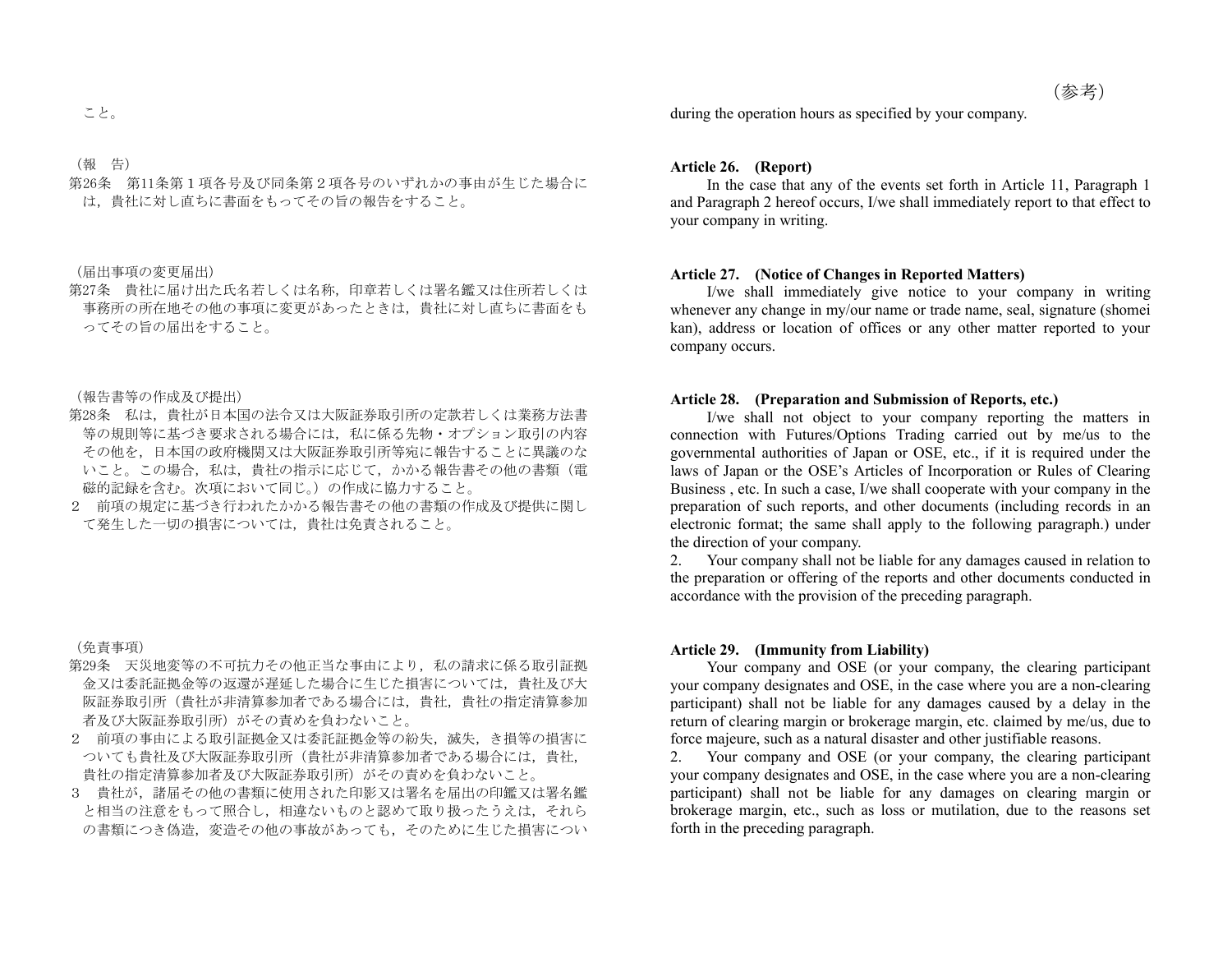（参考）

こと。

during the operation hours as specified by your company.

（報　告）

第26条　第11条第１項各号及び同条第２項各号のいずれかの事由が生じた場合には，貴社に対し直ちに書面をもってその旨の報告をすること。

**Article 26. (Report)**

In the case that any of the events set forth in Article 11, Paragraph 1 and Paragraph 2 hereof occurs, I/we shall immediately report to that effect to your company in writing.

（届出事項の変更届出）

第27条　貴社に届け出た氏名若しくは名称，印章若しくは署名鑑又は住所若しくは事務所の所在地その他の事項に変更があったときは，貴社に対し直ちに書面をもってその旨の届出をすること。

**Article 27. (Notice of Changes in Reported Matters)**

I/we shall immediately give notice to your company in writing whenever any change in my/our name or trade name, seal, signature (shomei kan), address or location of offices or any other matter reported to your company occurs.

（報告書等の作成及び提出）

第28条　私は，貴社が日本国の法令又は大阪証券取引所の定款若しくは業務方法書等の規則等に基づき要求される場合には，私に係る先物・オプション取引の内容その他を，日本国の政府機関又は大阪証券取引所等宛に報告することに異議のないこと。この場合，私は，貴社の指示に応じて，かかる報告書その他の書類（電磁的記録を含む。次項において同じ。）の作成に協力すること。

２　前項の規定に基づき行われたかかる報告書その他の書類の作成及び提供に関して発生した一切の損害については，貴社は免責されること。

**Article 28. (Preparation and Submission of Reports, etc.)**

I/we shall not object to your company reporting the matters in connection with Futures/Options Trading carried out by me/us to the governmental authorities of Japan or OSE, etc., if it is required under the laws of Japan or the OSE's Articles of Incorporation or Rules of Clearing Business , etc. In such a case, I/we shall cooperate with your company in the preparation of such reports, and other documents (including records in an electronic format; the same shall apply to the following paragraph.) under the direction of your company.

2. Your company shall not be liable for any damages caused in relation to the preparation or offering of the reports and other documents conducted in accordance with the provision of the preceding paragraph.

（免責事項）

第29条　天災地変等の不可抗力その他正当な事由により，私の請求に係る取引証拠金又は委託証拠金等の返還が遅延した場合に生じた損害については，貴社及び大阪証券取引所（貴社が非清算参加者である場合には，貴社，貴社の指定清算参加者及び大阪証券取引所）がその責めを負わないこと。

２　前項の事由による取引証拠金又は委託証拠金等の紛失，滅失，き損等の損害についても貴社及び大阪証券取引所（貴社が非清算参加者である場合には，貴社，貴社の指定清算参加者及び大阪証券取引所）がその責めを負わないこと。

３　貴社が，諸届その他の書類に使用された印影又は署名を届出の印鑑又は署名鑑と相当の注意をもって照合し，相違ないものと認めて取り扱ったうえは，それらの書類につき偽造，変造その他の事故があっても，そのために生じた損害につい

**Article 29. (Immunity from Liability)**

Your company and OSE (or your company, the clearing participant your company designates and OSE, in the case where you are a non-clearing participant) shall not be liable for any damages caused by a delay in the return of clearing margin or brokerage margin, etc. claimed by me/us, due to force majeure, such as a natural disaster and other justifiable reasons.

2. Your company and OSE (or your company, the clearing participant your company designates and OSE, in the case where you are a non-clearing participant) shall not be liable for any damages on clearing margin or brokerage margin, etc., such as loss or mutilation, due to the reasons set forth in the preceding paragraph.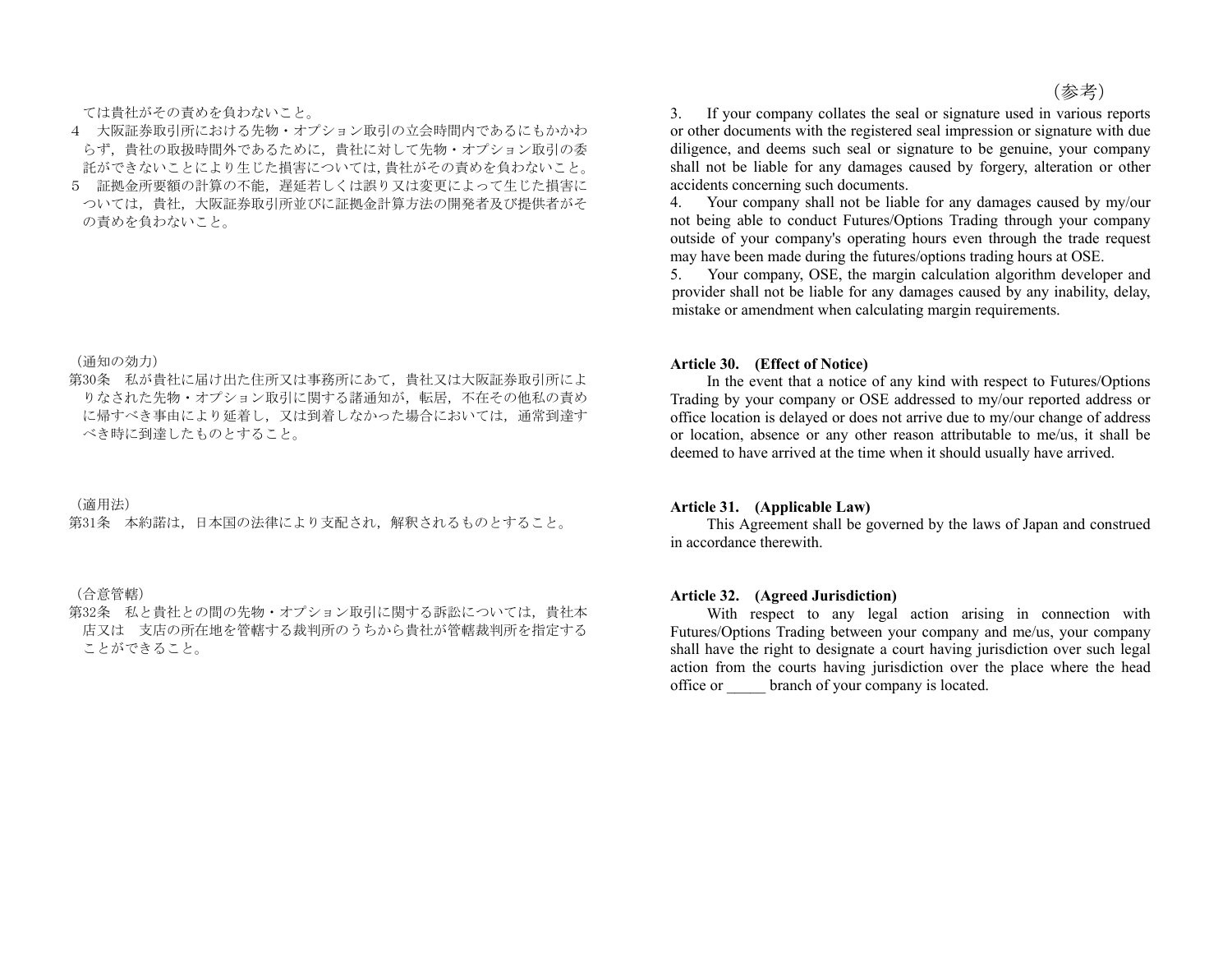ては貴社がその責めを負わないこと。

４　大阪証券取引所における先物・オプション取引の立会時間内であるにもかかわらず，貴社の取扱時間外であるために，貴社に対して先物・オプション取引の委託ができないことにより生じた損害については，貴社がその責めを負わないこと。

５　証拠金所要額の計算の不能，遅延若しくは誤り又は変更によって生じた損害については，貴社，大阪証券取引所並びに証拠金計算方法の開発者及び提供者がその責めを負わないこと。

（通知の効力）

第30条　私が貴社に届け出た住所又は事務所にあて，貴社又は大阪証券取引所によりなされた先物・オプション取引に関する諸通知が，転居，不在その他私の責めに帰すべき事由により延着し，又は到着しなかった場合においては，通常到達すべき時に到達したものとすること。

（適用法）

第31条　本約諾は，日本国の法律により支配され，解釈されるものとすること。

（合意管轄）

第32条　私と貴社との間の先物・オプション取引に関する訴訟については，貴社本店又は　支店の所在地を管轄する裁判所のうちから貴社が管轄裁判所を指定することができること。

（参考）

3. If your company collates the seal or signature used in various reports or other documents with the registered seal impression or signature with due diligence, and deems such seal or signature to be genuine, your company shall not be liable for any damages caused by forgery, alteration or other accidents concerning such documents.

4. Your company shall not be liable for any damages caused by my/our not being able to conduct Futures/Options Trading through your company outside of your company's operating hours even through the trade request may have been made during the futures/options trading hours at OSE.

5. Your company, OSE, the margin calculation algorithm developer and provider shall not be liable for any damages caused by any inability, delay, mistake or amendment when calculating margin requirements.

**Article 30. (Effect of Notice)**

In the event that a notice of any kind with respect to Futures/Options Trading by your company or OSE addressed to my/our reported address or office location is delayed or does not arrive due to my/our change of address or location, absence or any other reason attributable to me/us, it shall be deemed to have arrived at the time when it should usually have arrived.

**Article 31. (Applicable Law)**

This Agreement shall be governed by the laws of Japan and construed in accordance therewith.

**Article 32. (Agreed Jurisdiction)**

With respect to any legal action arising in connection with Futures/Options Trading between your company and me/us, your company shall have the right to designate a court having jurisdiction over such legal action from the courts having jurisdiction over the place where the head office or _____ branch of your company is located.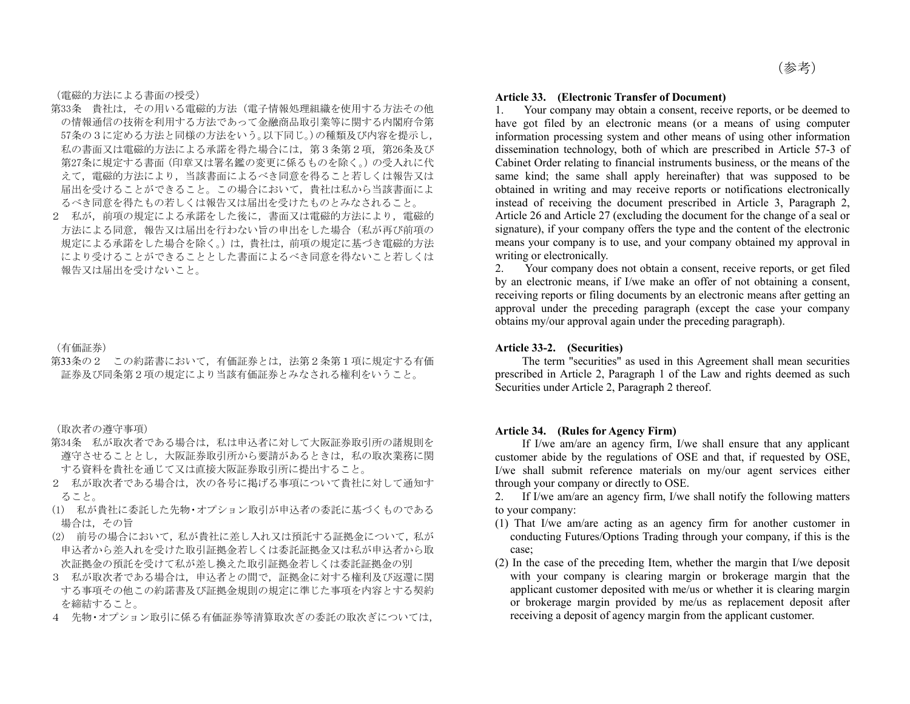（参考）

（電磁的方法による書面の授受）

第33条　貴社は，その用いる電磁的方法（電子情報処理組織を使用する方法その他の情報通信の技術を利用する方法であって金融商品取引業等に関する内閣府令第57条の３に定める方法と同様の方法をいう。以下同じ。）の種類及び内容を提示し，私の書面又は電磁的方法による承諾を得た場合には，第３条第２項，第26条及び第27条に規定する書面（印章又は署名鑑の変更に係るものを除く。）の受入れに代えて，電磁的方法により，当該書面によるべき同意を得ること若しくは報告又は届出を受けることができること。この場合において，貴社は私から当該書面によるべき同意を得たもの若しくは報告又は届出を受けたものとみなされること。

２　私が，前項の規定による承諾をした後に，書面又は電磁的方法により，電磁的方法による同意，報告又は届出を行わない旨の申出をした場合（私が再び前項の規定による承諾をした場合を除く。）は，貴社は，前項の規定に基づき電磁的方法により受けることができることとした書面によるべき同意を得ないこと若しくは報告又は届出を受けないこと。

（有価証券）

第33条の２　この約諾書において，有価証券とは，法第２条第１項に規定する有価証券及び同条第２項の規定により当該有価証券とみなされる権利をいうこと。

（取次者の遵守事項）

第34条　私が取次者である場合は，私は申込者に対して大阪証券取引所の諸規則を遵守させることとし，大阪証券取引所から要請があるときは，私の取次業務に関する資料を貴社を通じて又は直接大阪証券取引所に提出すること。

２　私が取次者である場合は，次の各号に掲げる事項について貴社に対して通知すること。

(1)　私が貴社に委託した先物・オプション取引が申込者の委託に基づくものである場合は，その旨

(2)　前号の場合において，私が貴社に差し入れ又は預託する証拠金について，私が申込者から差入れを受けた取引証拠金若しくは委託証拠金又は私が申込者から取次証拠金の預託を受けて私が差し換えた取引証拠金若しくは委託証拠金の別

３　私が取次者である場合は，申込者との間で，証拠金に対する権利及び返還に関する事項その他この約諾書及び証拠金規則の規定に準じた事項を内容とする契約を締結すること。

４　先物・オプション取引に係る有価証券等清算取次ぎの委託の取次ぎについては，

**Article 33.　(Electronic Transfer of Document)**

1.　Your company may obtain a consent, receive reports, or be deemed to have got filed by an electronic means (or a means of using computer information processing system and other means of using other information dissemination technology, both of which are prescribed in Article 57-3 of Cabinet Order relating to financial instruments business, or the means of the same kind; the same shall apply hereinafter) that was supposed to be obtained in writing and may receive reports or notifications electronically instead of receiving the document prescribed in Article 3, Paragraph 2, Article 26 and Article 27 (excluding the document for the change of a seal or signature), if your company offers the type and the content of the electronic means your company is to use, and your company obtained my approval in writing or electronically.

2.　Your company does not obtain a consent, receive reports, or get filed by an electronic means, if I/we make an offer of not obtaining a consent, receiving reports or filing documents by an electronic means after getting an approval under the preceding paragraph (except the case your company obtains my/our approval again under the preceding paragraph).

**Article 33-2.　(Securities)**

The term "securities" as used in this Agreement shall mean securities prescribed in Article 2, Paragraph 1 of the Law and rights deemed as such Securities under Article 2, Paragraph 2 thereof.

**Article 34.　(Rules for Agency Firm)**

If I/we am/are an agency firm, I/we shall ensure that any applicant customer abide by the regulations of OSE and that, if requested by OSE, I/we shall submit reference materials on my/our agent services either through your company or directly to OSE.

2.　If I/we am/are an agency firm, I/we shall notify the following matters to your company:

(1) That I/we am/are acting as an agency firm for another customer in conducting Futures/Options Trading through your company, if this is the case;

(2) In the case of the preceding Item, whether the margin that I/we deposit with your company is clearing margin or brokerage margin that the applicant customer deposited with me/us or whether it is clearing margin or brokerage margin provided by me/us as replacement deposit after receiving a deposit of agency margin from the applicant customer.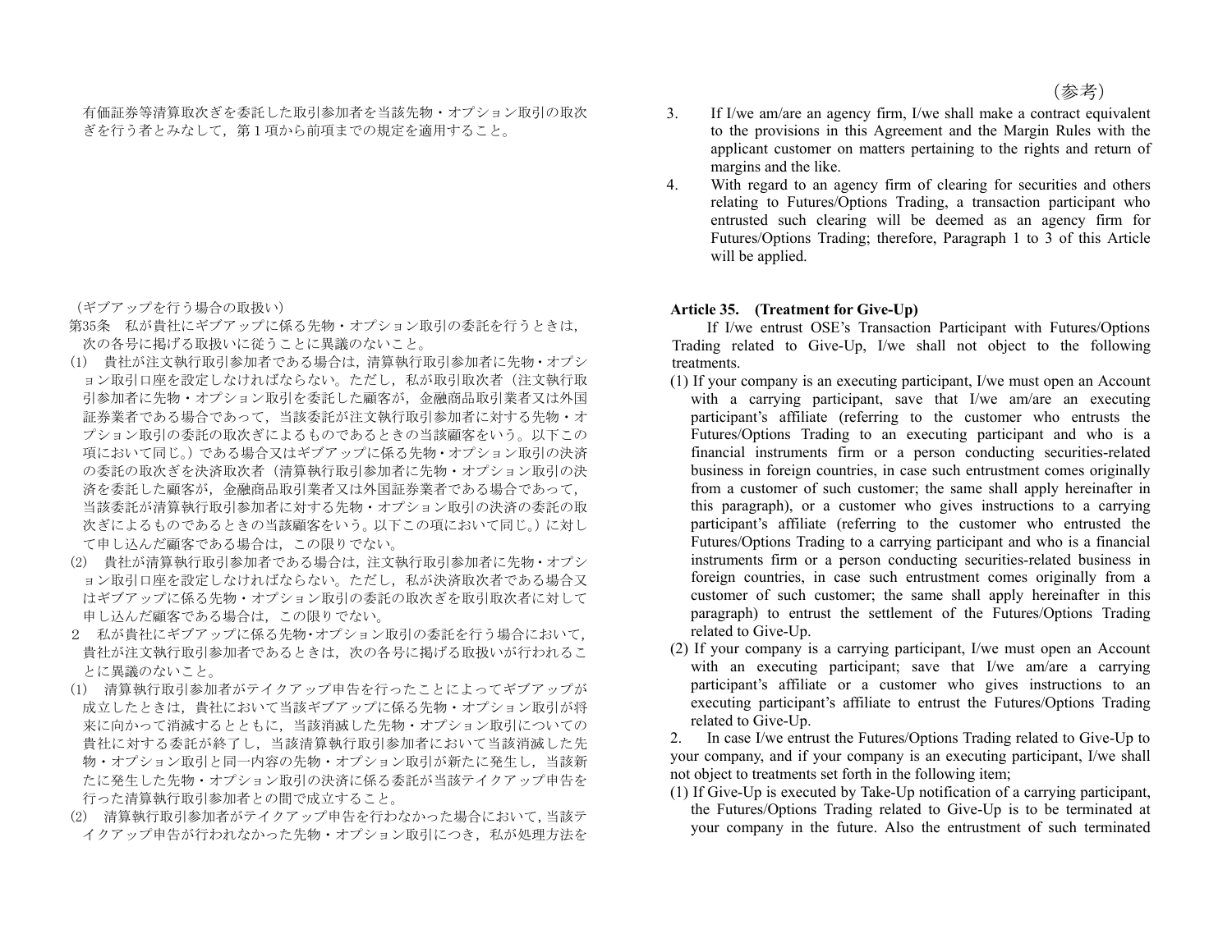有価証券等清算取次ぎを委託した取引参加者を当該先物・オプション取引の取次ぎを行う者とみなして，第１項から前項までの規定を適用すること。

（ギブアップを行う場合の取扱い）

第35条　私が貴社にギブアップに係る先物・オプション取引の委託を行うときは，次の各号に掲げる取扱いに従うことに異議のないこと。

(1)　貴社が注文執行取引参加者である場合は，清算執行取引参加者に先物・オプション取引口座を設定しなければならない。ただし，私が取引取次者（注文執行取引参加者に先物・オプション取引を委託した顧客が，金融商品取引業者又は外国証券業者である場合であって，当該委託が注文執行取引参加者に対する先物・オプション取引の委託の取次ぎによるものであるときの当該顧客をいう。以下この項において同じ。）である場合又はギブアップに係る先物・オプション取引の決済の委託の取次ぎを決済取次者（清算執行取引参加者に先物・オプション取引の決済を委託した顧客が，金融商品取引業者又は外国証券業者である場合であって，当該委託が清算執行取引参加者に対する先物・オプション取引の決済の委託の取次ぎによるものであるときの当該顧客をいう。以下この項において同じ。）に対して申し込んだ顧客である場合は，この限りでない。

(2)　貴社が清算執行取引参加者である場合は，注文執行取引参加者に先物・オプション取引口座を設定しなければならない。ただし，私が決済取次者である場合又はギブアップに係る先物・オプション取引の委託の取次ぎを取引取次者に対して申し込んだ顧客である場合は，この限りでない。

２　私が貴社にギブアップに係る先物・オプション取引の委託を行う場合において，貴社が注文執行取引参加者であるときは，次の各号に掲げる取扱いが行われることに異議のないこと。

(1)　清算執行取引参加者がテイクアップ申告を行ったことによってギブアップが成立したときは，貴社において当該ギブアップに係る先物・オプション取引が将来に向かって消滅するとともに，当該消滅した先物・オプション取引についての貴社に対する委託が終了し，当該清算執行取引参加者において当該消滅した先物・オプション取引と同一内容の先物・オプション取引が新たに発生し，当該新たに発生した先物・オプション取引の決済に係る委託が当該テイクアップ申告を行った清算執行取引参加者との間で成立すること。

(2)　清算執行取引参加者がテイクアップ申告を行わなかった場合において，当該テイクアップ申告が行われなかった先物・オプション取引につき，私が処理方法を

（参考）

3. If I/we am/are an agency firm, I/we shall make a contract equivalent to the provisions in this Agreement and the Margin Rules with the applicant customer on matters pertaining to the rights and return of margins and the like.

4. With regard to an agency firm of clearing for securities and others relating to Futures/Options Trading, a transaction participant who entrusted such clearing will be deemed as an agency firm for Futures/Options Trading; therefore, Paragraph 1 to 3 of this Article will be applied.

**Article 35. (Treatment for Give-Up)**

If I/we entrust OSE's Transaction Participant with Futures/Options Trading related to Give-Up, I/we shall not object to the following treatments.

(1) If your company is an executing participant, I/we must open an Account with a carrying participant, save that I/we am/are an executing participant's affiliate (referring to the customer who entrusts the Futures/Options Trading to an executing participant and who is a financial instruments firm or a person conducting securities-related business in foreign countries, in case such entrustment comes originally from a customer of such customer; the same shall apply hereinafter in this paragraph), or a customer who gives instructions to a carrying participant's affiliate (referring to the customer who entrusted the Futures/Options Trading to a carrying participant and who is a financial instruments firm or a person conducting securities-related business in foreign countries, in case such entrustment comes originally from a customer of such customer; the same shall apply hereinafter in this paragraph) to entrust the settlement of the Futures/Options Trading related to Give-Up.

(2) If your company is a carrying participant, I/we must open an Account with an executing participant; save that I/we am/are a carrying participant's affiliate or a customer who gives instructions to an executing participant's affiliate to entrust the Futures/Options Trading related to Give-Up.

2. In case I/we entrust the Futures/Options Trading related to Give-Up to your company, and if your company is an executing participant, I/we shall not object to treatments set forth in the following item;

(1) If Give-Up is executed by Take-Up notification of a carrying participant, the Futures/Options Trading related to Give-Up is to be terminated at your company in the future. Also the entrustment of such terminated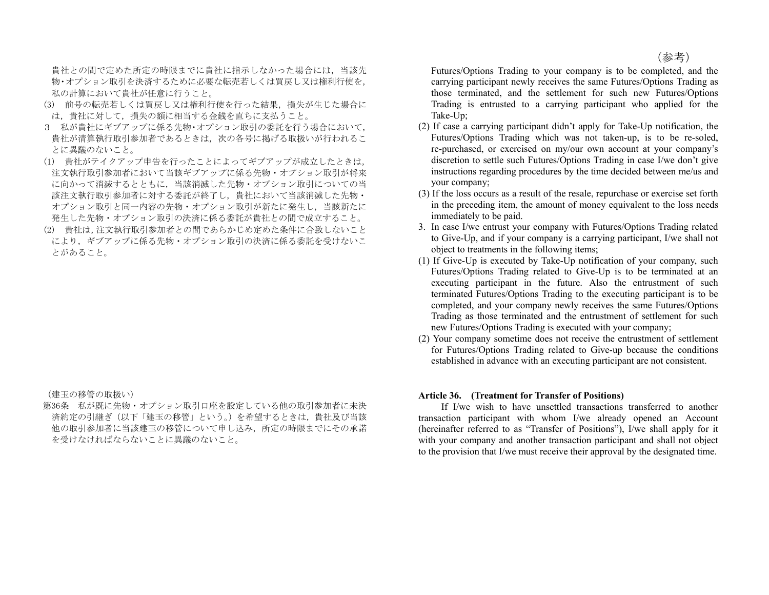（参考）

貴社との間で定めた所定の時限までに貴社に指示しなかった場合には，当該先物・オプション取引を決済するために必要な転売若しくは買戻し又は権利行使を，私の計算において貴社が任意に行うこと。

(3)　前号の転売若しくは買戻し又は権利行使を行った結果，損失が生じた場合には，貴社に対して，損失の額に相当する金銭を直ちに支払うこと。

３　私が貴社にギブアップに係る先物・オプション取引の委託を行う場合において，貴社が清算執行取引参加者であるときは，次の各号に掲げる取扱いが行われることに異議のないこと。

(1)　貴社がテイクアップ申告を行ったことによってギブアップが成立したときは，注文執行取引参加者において当該ギブアップに係る先物・オプション取引が将来に向かって消滅するとともに，当該消滅した先物・オプション取引についての当該注文執行取引参加者に対する委託が終了し，貴社において当該消滅した先物・オプション取引と同一内容の先物・オプション取引が新たに発生し，当該新たに発生した先物・オプション取引の決済に係る委託が貴社との間で成立すること。

(2)　貴社は，注文執行取引参加者との間であらかじめ定めた条件に合致しないことにより，ギブアップに係る先物・オプション取引の決済に係る委託を受けないことがあること。

（建玉の移管の取扱い）

第36条　私が既に先物・オプション取引口座を設定している他の取引参加者に未決済約定の引継ぎ（以下「建玉の移管」という。）を希望するときは，貴社及び当該他の取引参加者に当該建玉の移管について申し込み，所定の時限までにその承諾を受けなければならないことに異議のないこと。

Futures/Options Trading to your company is to be completed, and the carrying participant newly receives the same Futures/Options Trading as those terminated, and the settlement for such new Futures/Options Trading is entrusted to a carrying participant who applied for the Take-Up;

(2) If case a carrying participant didn't apply for Take-Up notification, the Futures/Options Trading which was not taken-up, is to be re-soled, re-purchased, or exercised on my/our own account at your company's discretion to settle such Futures/Options Trading in case I/we don't give instructions regarding procedures by the time decided between me/us and your company;

(3) If the loss occurs as a result of the resale, repurchase or exercise set forth in the preceding item, the amount of money equivalent to the loss needs immediately to be paid.

3. In case I/we entrust your company with Futures/Options Trading related to Give-Up, and if your company is a carrying participant, I/we shall not object to treatments in the following items;

(1) If Give-Up is executed by Take-Up notification of your company, such Futures/Options Trading related to Give-Up is to be terminated at an executing participant in the future. Also the entrustment of such terminated Futures/Options Trading to the executing participant is to be completed, and your company newly receives the same Futures/Options Trading as those terminated and the entrustment of settlement for such new Futures/Options Trading is executed with your company;

(2) Your company sometime does not receive the entrustment of settlement for Futures/Options Trading related to Give-up because the conditions established in advance with an executing participant are not consistent.

**Article 36.　(Treatment for Transfer of Positions)**

If I/we wish to have unsettled transactions transferred to another transaction participant with whom I/we already opened an Account (hereinafter referred to as "Transfer of Positions"), I/we shall apply for it with your company and another transaction participant and shall not object to the provision that I/we must receive their approval by the designated time.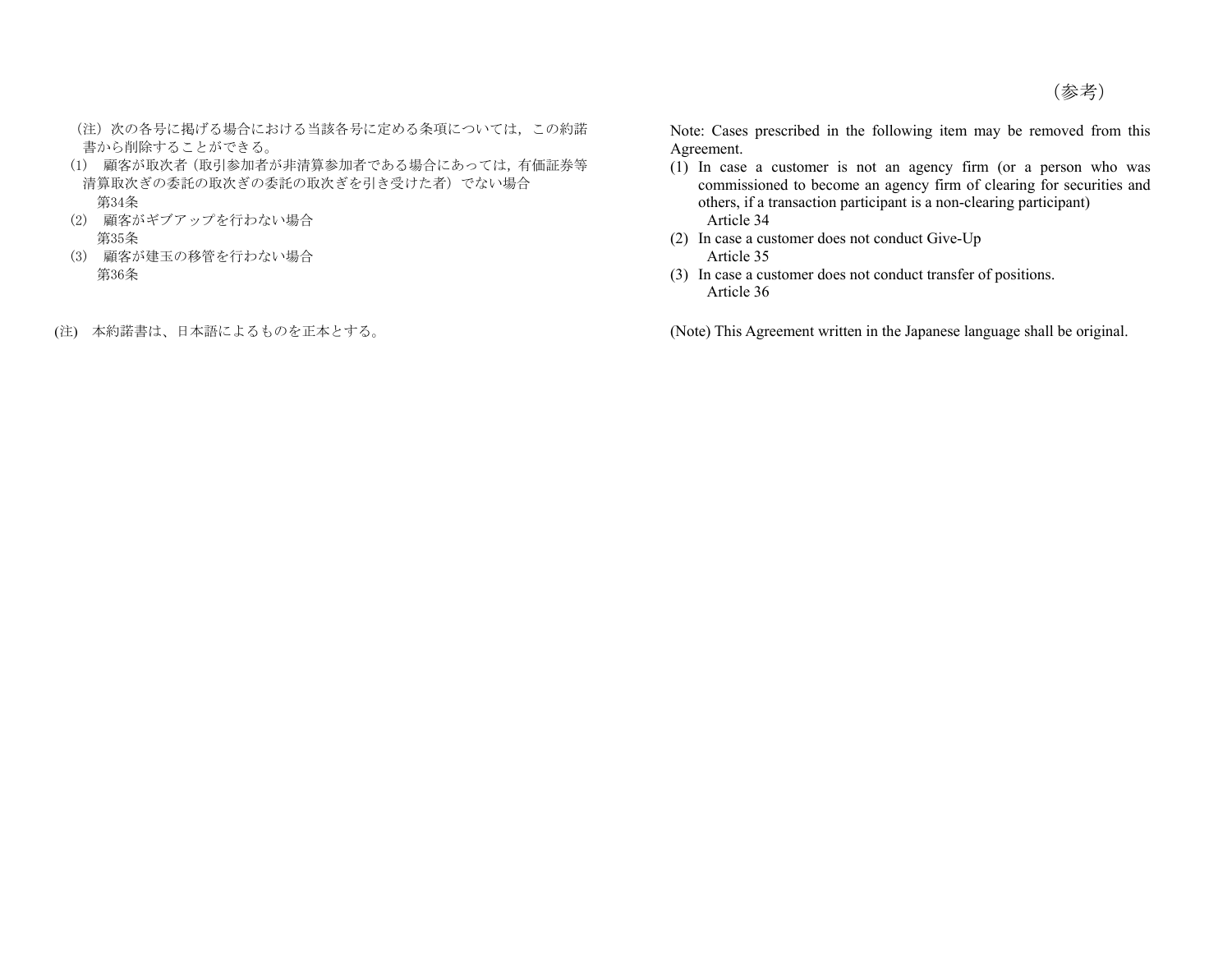（参考）

（注）次の各号に掲げる場合における当該各号に定める条項については，この約諾書から削除することができる。

(1)　顧客が取次者（取引参加者が非清算参加者である場合にあっては，有価証券等清算取次ぎの委託の取次ぎの委託の取次ぎを引き受けた者）でない場合
　　第34条

(2)　顧客がギブアップを行わない場合
　　第35条

(3)　顧客が建玉の移管を行わない場合
　　第36条

(注)　本約諾書は、日本語によるものを正本とする。

Note: Cases prescribed in the following item may be removed from this Agreement.

(1) In case a customer is not an agency firm (or a person who was commissioned to become an agency firm of clearing for securities and others, if a transaction participant is a non-clearing participant)
Article 34

(2) In case a customer does not conduct Give-Up
Article 35

(3) In case a customer does not conduct transfer of positions.
Article 36

(Note) This Agreement written in the Japanese language shall be original.